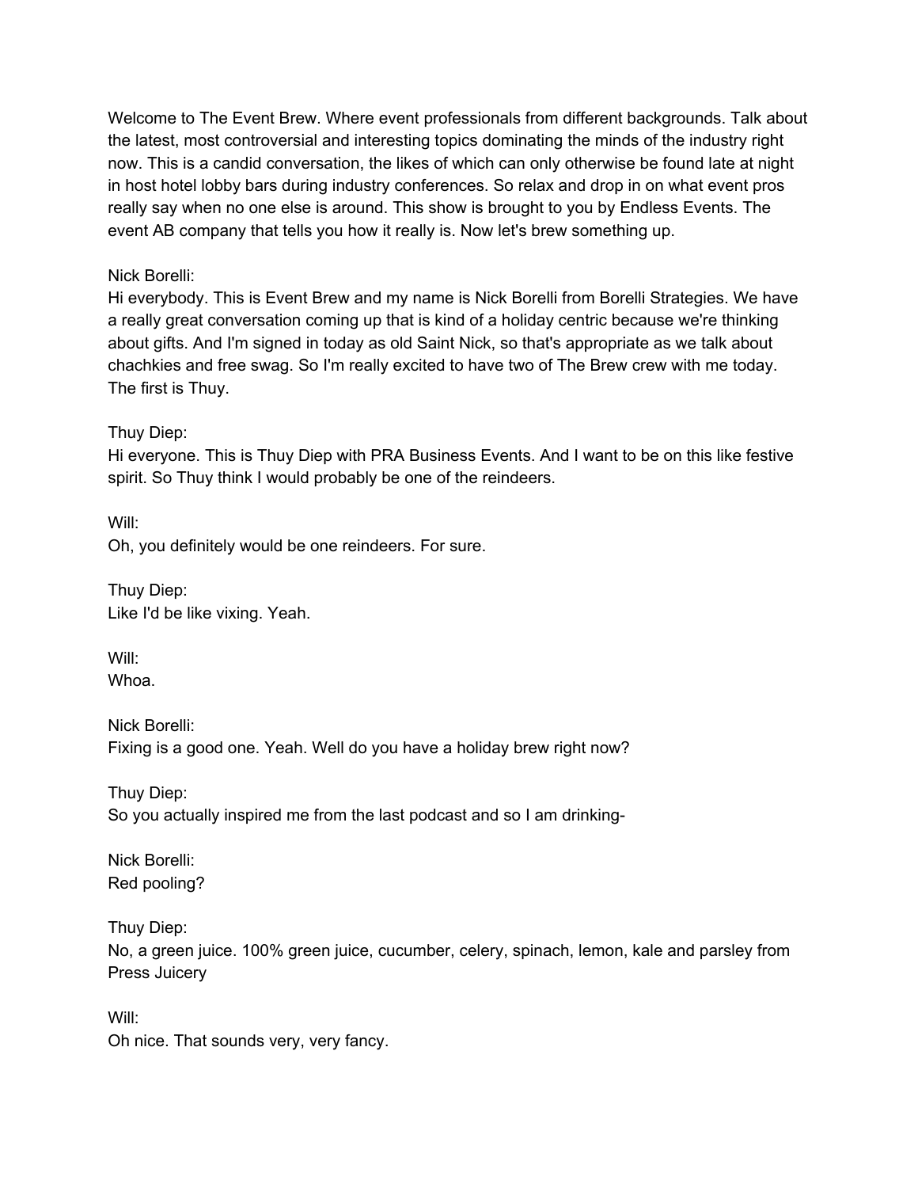Welcome to The Event Brew. Where event professionals from different backgrounds. Talk about the latest, most controversial and interesting topics dominating the minds of the industry right now. This is a candid conversation, the likes of which can only otherwise be found late at night in host hotel lobby bars during industry conferences. So relax and drop in on what event pros really say when no one else is around. This show is brought to you by Endless Events. The event AB company that tells you how it really is. Now let's brew something up.

Nick Borelli:
Hi everybody. This is Event Brew and my name is Nick Borelli from Borelli Strategies. We have a really great conversation coming up that is kind of a holiday centric because we're thinking about gifts. And I'm signed in today as old Saint Nick, so that's appropriate as we talk about chachkies and free swag. So I'm really excited to have two of The Brew crew with me today. The first is Thuy.

Thuy Diep:
Hi everyone. This is Thuy Diep with PRA Business Events. And I want to be on this like festive spirit. So Thuy think I would probably be one of the reindeers.

Will:
Oh, you definitely would be one reindeers. For sure.

Thuy Diep:
Like I'd be like vixing. Yeah.

Will:
Whoa.

Nick Borelli:
Fixing is a good one. Yeah. Well do you have a holiday brew right now?

Thuy Diep:
So you actually inspired me from the last podcast and so I am drinking-

Nick Borelli:
Red pooling?

Thuy Diep:
No, a green juice. 100% green juice, cucumber, celery, spinach, lemon, kale and parsley from Press Juicery

Will:
Oh nice. That sounds very, very fancy.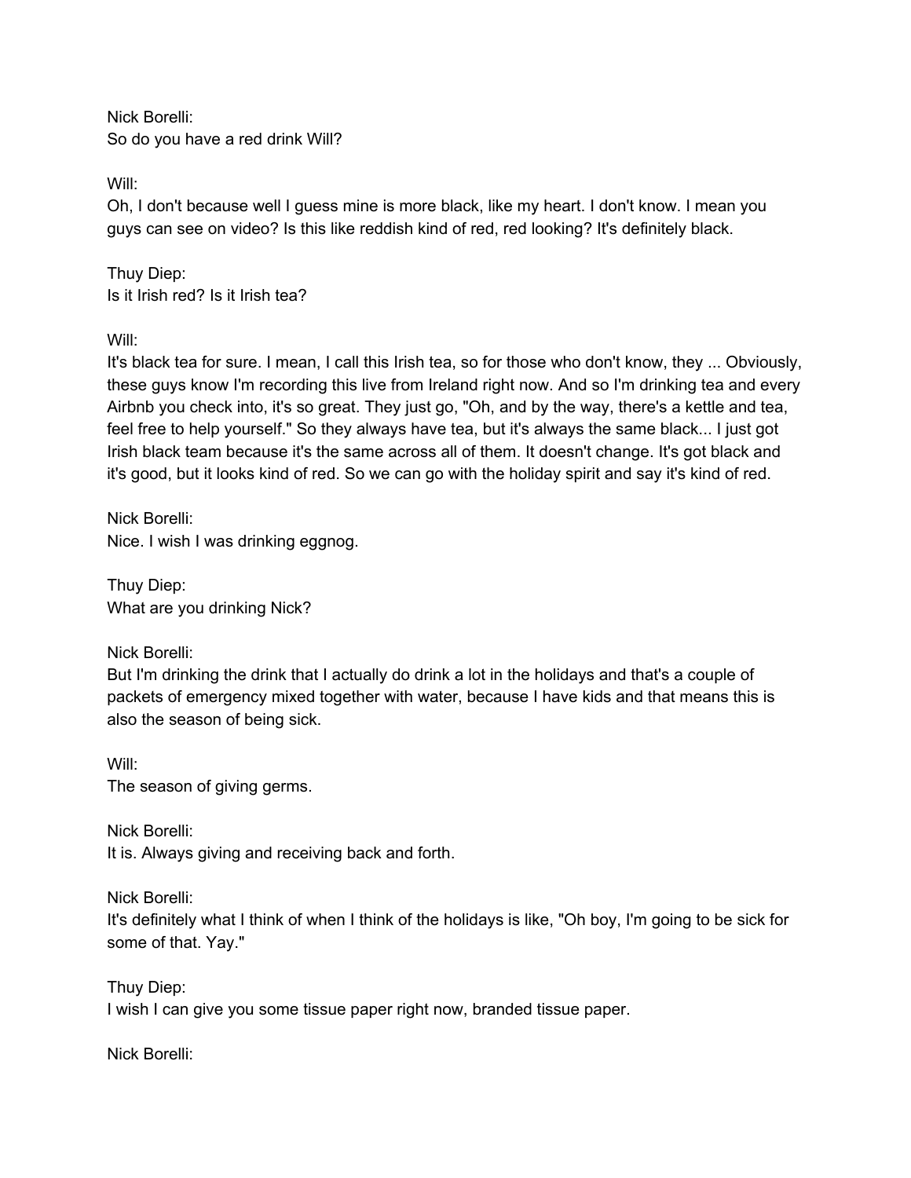Nick Borelli:
So do you have a red drink Will?

Will:
Oh, I don't because well I guess mine is more black, like my heart. I don't know. I mean you guys can see on video? Is this like reddish kind of red, red looking? It's definitely black.

Thuy Diep:
Is it Irish red? Is it Irish tea?

Will:
It's black tea for sure. I mean, I call this Irish tea, so for those who don't know, they ... Obviously, these guys know I'm recording this live from Ireland right now. And so I'm drinking tea and every Airbnb you check into, it's so great. They just go, "Oh, and by the way, there's a kettle and tea, feel free to help yourself." So they always have tea, but it's always the same black... I just got Irish black team because it's the same across all of them. It doesn't change. It's got black and it's good, but it looks kind of red. So we can go with the holiday spirit and say it's kind of red.

Nick Borelli:
Nice. I wish I was drinking eggnog.

Thuy Diep:
What are you drinking Nick?

Nick Borelli:
But I'm drinking the drink that I actually do drink a lot in the holidays and that's a couple of packets of emergency mixed together with water, because I have kids and that means this is also the season of being sick.

Will:
The season of giving germs.

Nick Borelli:
It is. Always giving and receiving back and forth.

Nick Borelli:
It's definitely what I think of when I think of the holidays is like, "Oh boy, I'm going to be sick for some of that. Yay."

Thuy Diep:
I wish I can give you some tissue paper right now, branded tissue paper.

Nick Borelli: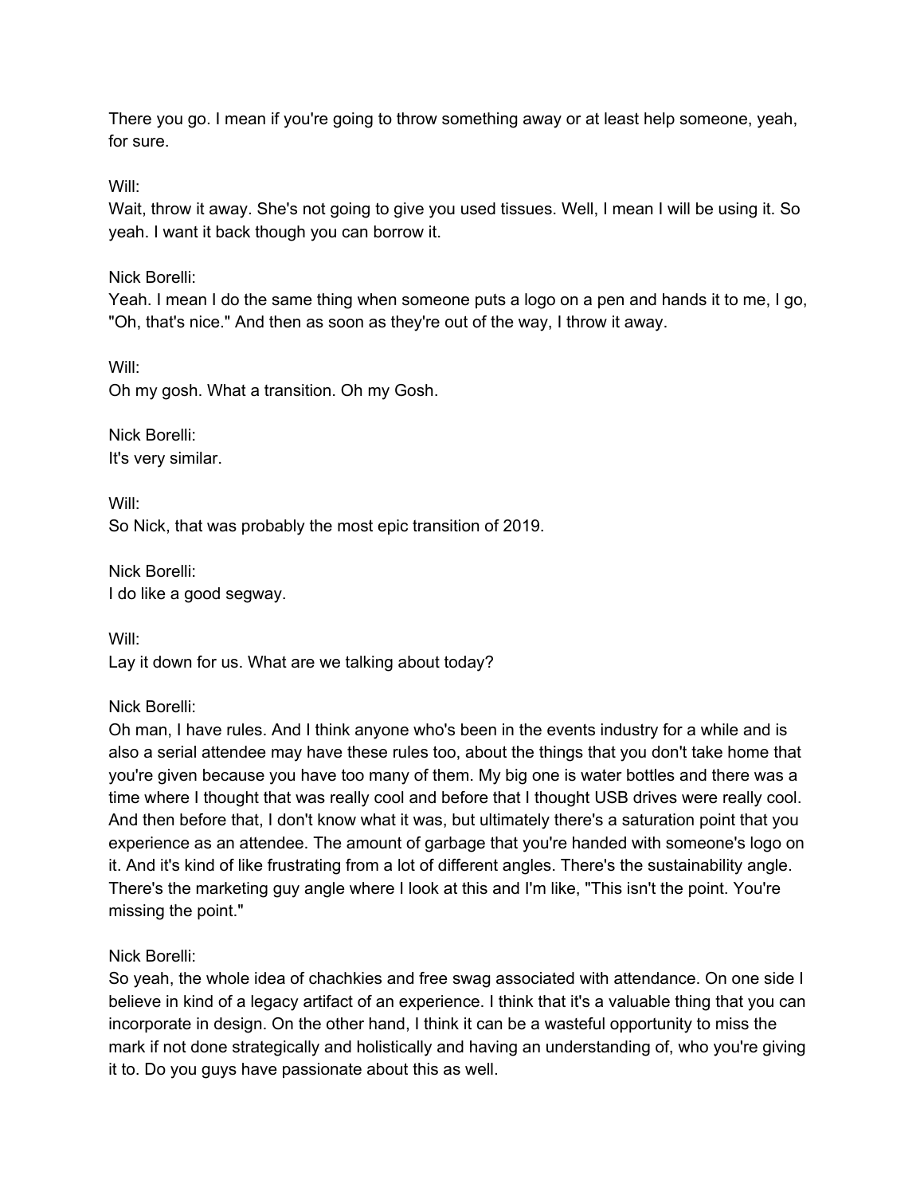There you go. I mean if you're going to throw something away or at least help someone, yeah, for sure.

Will:
Wait, throw it away. She's not going to give you used tissues. Well, I mean I will be using it. So yeah. I want it back though you can borrow it.

Nick Borelli:
Yeah. I mean I do the same thing when someone puts a logo on a pen and hands it to me, I go, "Oh, that's nice." And then as soon as they're out of the way, I throw it away.

Will:
Oh my gosh. What a transition. Oh my Gosh.

Nick Borelli:
It's very similar.

Will:
So Nick, that was probably the most epic transition of 2019.

Nick Borelli:
I do like a good segway.

Will:
Lay it down for us. What are we talking about today?

Nick Borelli:
Oh man, I have rules. And I think anyone who's been in the events industry for a while and is also a serial attendee may have these rules too, about the things that you don't take home that you're given because you have too many of them. My big one is water bottles and there was a time where I thought that was really cool and before that I thought USB drives were really cool. And then before that, I don't know what it was, but ultimately there's a saturation point that you experience as an attendee. The amount of garbage that you're handed with someone's logo on it. And it's kind of like frustrating from a lot of different angles. There's the sustainability angle. There's the marketing guy angle where I look at this and I'm like, "This isn't the point. You're missing the point."

Nick Borelli:
So yeah, the whole idea of chachkies and free swag associated with attendance. On one side I believe in kind of a legacy artifact of an experience. I think that it's a valuable thing that you can incorporate in design. On the other hand, I think it can be a wasteful opportunity to miss the mark if not done strategically and holistically and having an understanding of, who you're giving it to. Do you guys have passionate about this as well.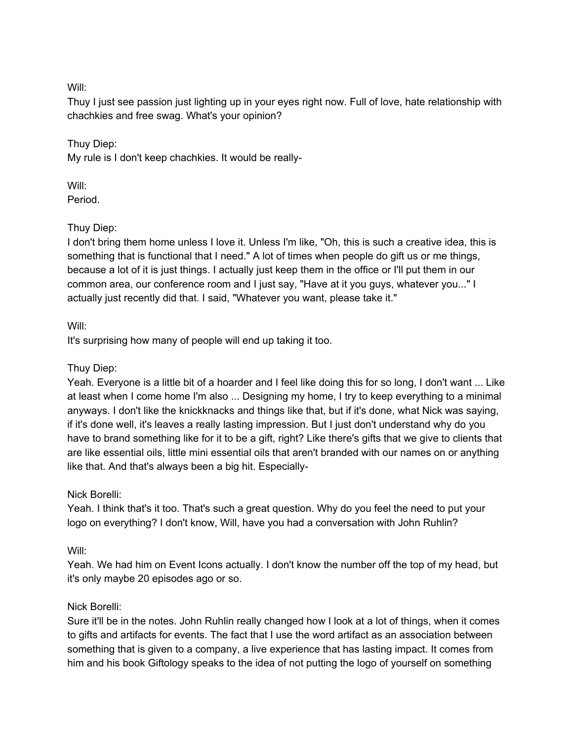Will:
Thuy I just see passion just lighting up in your eyes right now. Full of love, hate relationship with chachkies and free swag. What's your opinion?

Thuy Diep:
My rule is I don't keep chachkies. It would be really-

Will:
Period.

Thuy Diep:
I don't bring them home unless I love it. Unless I'm like, "Oh, this is such a creative idea, this is something that is functional that I need." A lot of times when people do gift us or me things, because a lot of it is just things. I actually just keep them in the office or I'll put them in our common area, our conference room and I just say, "Have at it you guys, whatever you..." I actually just recently did that. I said, "Whatever you want, please take it."

Will:
It's surprising how many of people will end up taking it too.

Thuy Diep:
Yeah. Everyone is a little bit of a hoarder and I feel like doing this for so long, I don't want ... Like at least when I come home I'm also ... Designing my home, I try to keep everything to a minimal anyways. I don't like the knickknacks and things like that, but if it's done, what Nick was saying, if it's done well, it's leaves a really lasting impression. But I just don't understand why do you have to brand something like for it to be a gift, right? Like there's gifts that we give to clients that are like essential oils, little mini essential oils that aren't branded with our names on or anything like that. And that's always been a big hit. Especially-

Nick Borelli:
Yeah. I think that's it too. That's such a great question. Why do you feel the need to put your logo on everything? I don't know, Will, have you had a conversation with John Ruhlin?

Will:
Yeah. We had him on Event Icons actually. I don't know the number off the top of my head, but it's only maybe 20 episodes ago or so.

Nick Borelli:
Sure it'll be in the notes. John Ruhlin really changed how I look at a lot of things, when it comes to gifts and artifacts for events. The fact that I use the word artifact as an association between something that is given to a company, a live experience that has lasting impact. It comes from him and his book Giftology speaks to the idea of not putting the logo of yourself on something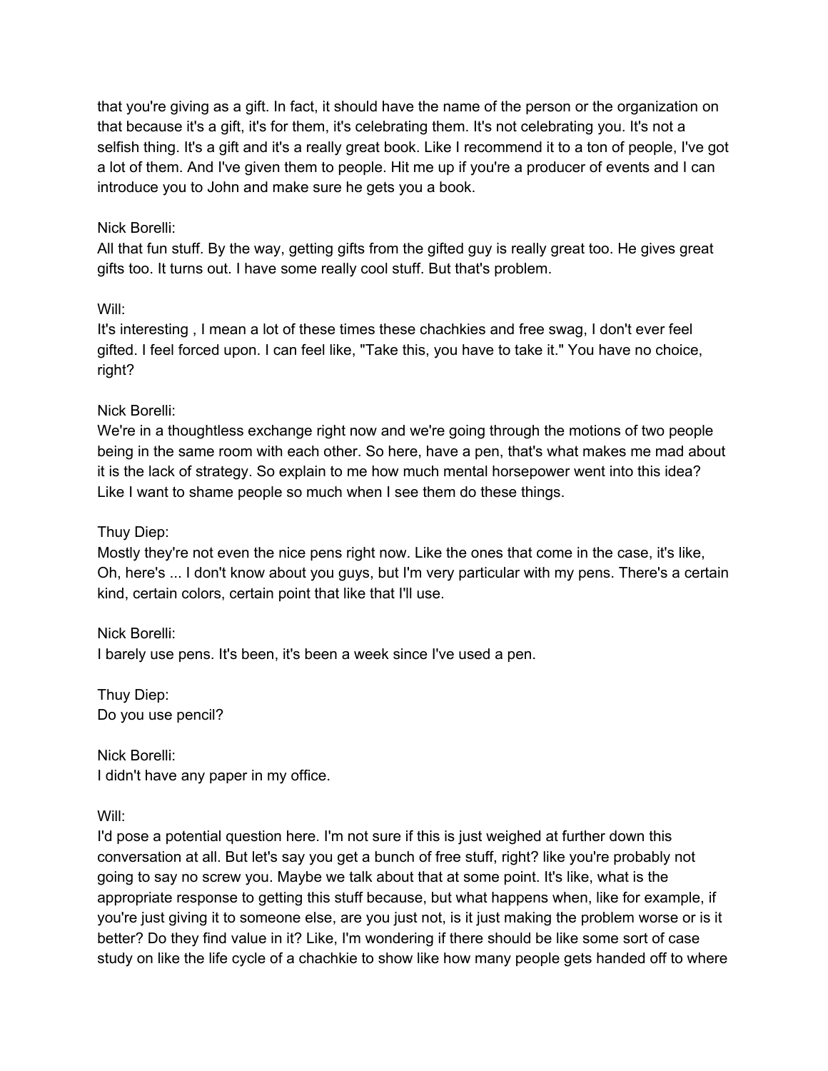that you're giving as a gift. In fact, it should have the name of the person or the organization on that because it's a gift, it's for them, it's celebrating them. It's not celebrating you. It's not a selfish thing. It's a gift and it's a really great book. Like I recommend it to a ton of people, I've got a lot of them. And I've given them to people. Hit me up if you're a producer of events and I can introduce you to John and make sure he gets you a book.

Nick Borelli:
All that fun stuff. By the way, getting gifts from the gifted guy is really great too. He gives great gifts too. It turns out. I have some really cool stuff. But that's problem.

Will:
It's interesting , I mean a lot of these times these chachkies and free swag, I don't ever feel gifted. I feel forced upon. I can feel like, "Take this, you have to take it." You have no choice, right?

Nick Borelli:
We're in a thoughtless exchange right now and we're going through the motions of two people being in the same room with each other. So here, have a pen, that's what makes me mad about it is the lack of strategy. So explain to me how much mental horsepower went into this idea? Like I want to shame people so much when I see them do these things.

Thuy Diep:
Mostly they're not even the nice pens right now. Like the ones that come in the case, it's like, Oh, here's ... I don't know about you guys, but I'm very particular with my pens. There's a certain kind, certain colors, certain point that like that I'll use.

Nick Borelli:
I barely use pens. It's been, it's been a week since I've used a pen.

Thuy Diep:
Do you use pencil?

Nick Borelli:
I didn't have any paper in my office.

Will:
I'd pose a potential question here. I'm not sure if this is just weighed at further down this conversation at all. But let's say you get a bunch of free stuff, right? like you're probably not going to say no screw you. Maybe we talk about that at some point. It's like, what is the appropriate response to getting this stuff because, but what happens when, like for example, if you're just giving it to someone else, are you just not, is it just making the problem worse or is it better? Do they find value in it? Like, I'm wondering if there should be like some sort of case study on like the life cycle of a chachkie to show like how many people gets handed off to where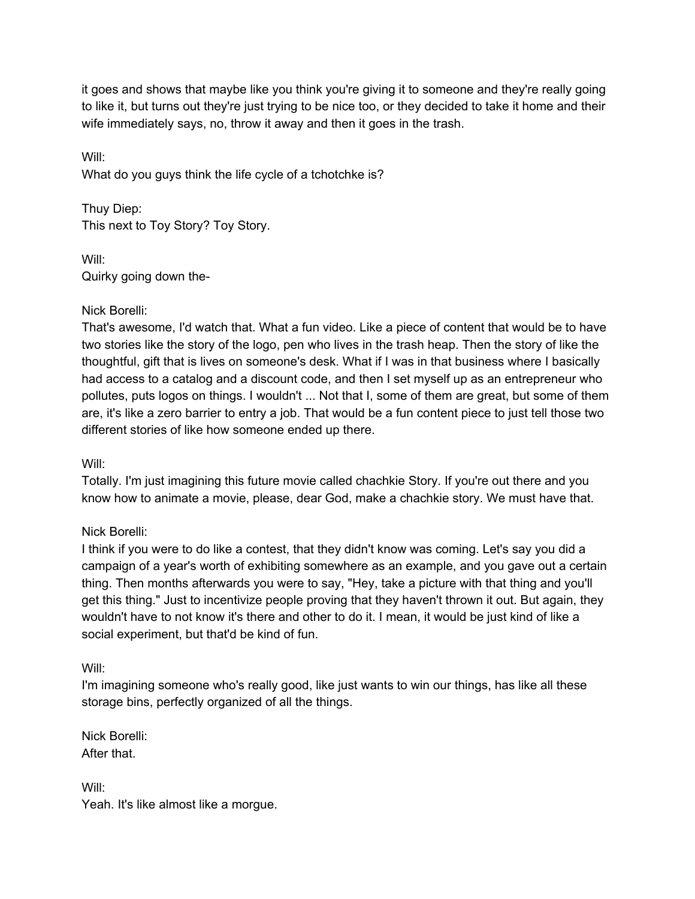it goes and shows that maybe like you think you're giving it to someone and they're really going to like it, but turns out they're just trying to be nice too, or they decided to take it home and their wife immediately says, no, throw it away and then it goes in the trash.

Will:
What do you guys think the life cycle of a tchotchke is?

Thuy Diep:
This next to Toy Story? Toy Story.

Will:
Quirky going down the-

Nick Borelli:
That's awesome, I'd watch that. What a fun video. Like a piece of content that would be to have two stories like the story of the logo, pen who lives in the trash heap. Then the story of like the thoughtful, gift that is lives on someone's desk. What if I was in that business where I basically had access to a catalog and a discount code, and then I set myself up as an entrepreneur who pollutes, puts logos on things. I wouldn't ... Not that I, some of them are great, but some of them are, it's like a zero barrier to entry a job. That would be a fun content piece to just tell those two different stories of like how someone ended up there.

Will:
Totally. I'm just imagining this future movie called chachkie Story. If you're out there and you know how to animate a movie, please, dear God, make a chachkie story. We must have that.

Nick Borelli:
I think if you were to do like a contest, that they didn't know was coming. Let's say you did a campaign of a year's worth of exhibiting somewhere as an example, and you gave out a certain thing. Then months afterwards you were to say, "Hey, take a picture with that thing and you'll get this thing." Just to incentivize people proving that they haven't thrown it out. But again, they wouldn't have to not know it's there and other to do it. I mean, it would be just kind of like a social experiment, but that'd be kind of fun.

Will:
I'm imagining someone who's really good, like just wants to win our things, has like all these storage bins, perfectly organized of all the things.

Nick Borelli:
After that.

Will:
Yeah. It's like almost like a morgue.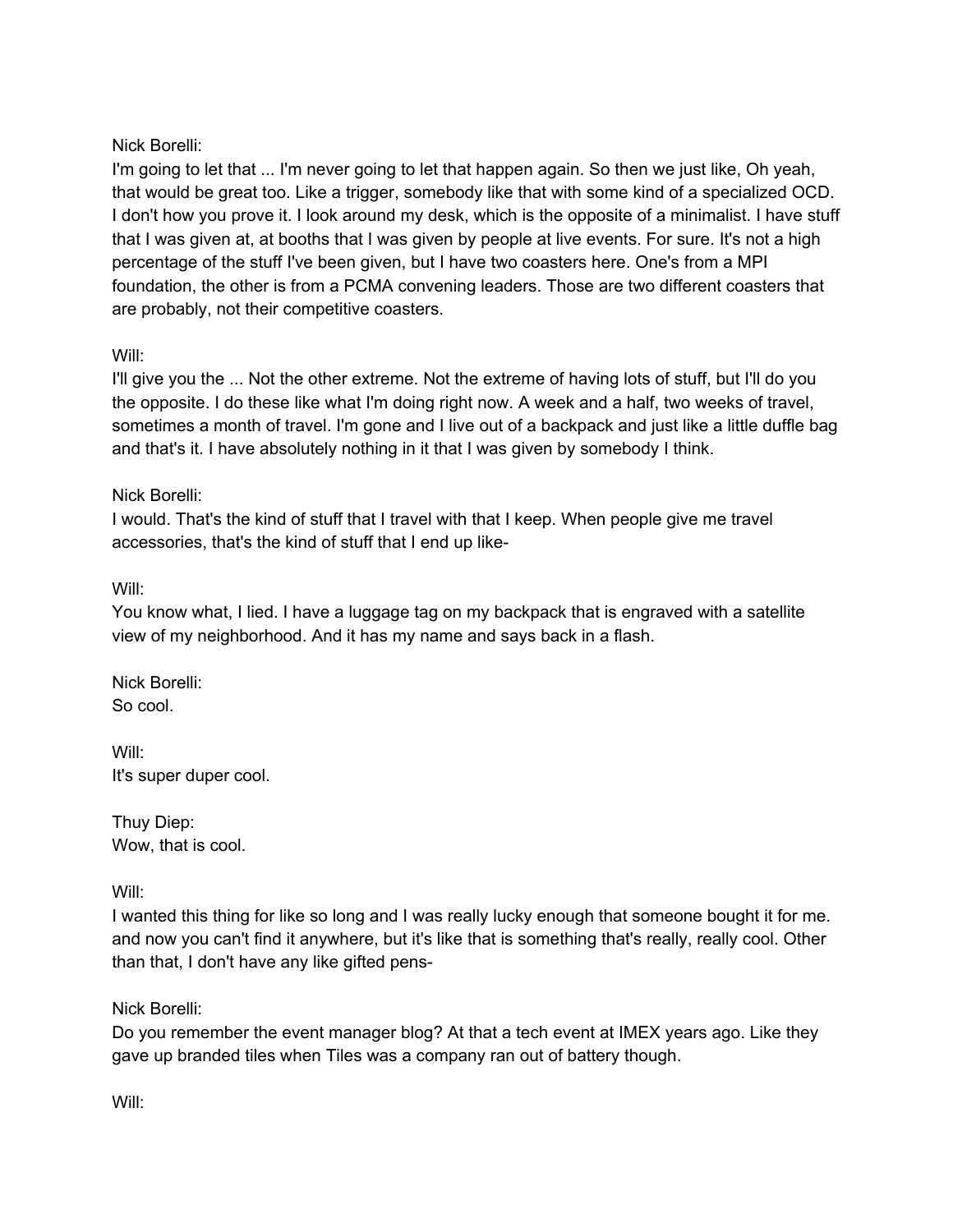Nick Borelli:
I'm going to let that ... I'm never going to let that happen again. So then we just like, Oh yeah, that would be great too. Like a trigger, somebody like that with some kind of a specialized OCD. I don't how you prove it. I look around my desk, which is the opposite of a minimalist. I have stuff that I was given at, at booths that I was given by people at live events. For sure. It's not a high percentage of the stuff I've been given, but I have two coasters here. One's from a MPI foundation, the other is from a PCMA convening leaders. Those are two different coasters that are probably, not their competitive coasters.

Will:
I'll give you the ... Not the other extreme. Not the extreme of having lots of stuff, but I'll do you the opposite. I do these like what I'm doing right now. A week and a half, two weeks of travel, sometimes a month of travel. I'm gone and I live out of a backpack and just like a little duffle bag and that's it. I have absolutely nothing in it that I was given by somebody I think.

Nick Borelli:
I would. That's the kind of stuff that I travel with that I keep. When people give me travel accessories, that's the kind of stuff that I end up like-

Will:
You know what, I lied. I have a luggage tag on my backpack that is engraved with a satellite view of my neighborhood. And it has my name and says back in a flash.

Nick Borelli:
So cool.

Will:
It's super duper cool.

Thuy Diep:
Wow, that is cool.

Will:
I wanted this thing for like so long and I was really lucky enough that someone bought it for me. and now you can't find it anywhere, but it's like that is something that's really, really cool. Other than that, I don't have any like gifted pens-

Nick Borelli:
Do you remember the event manager blog? At that a tech event at IMEX years ago. Like they gave up branded tiles when Tiles was a company ran out of battery though.

Will: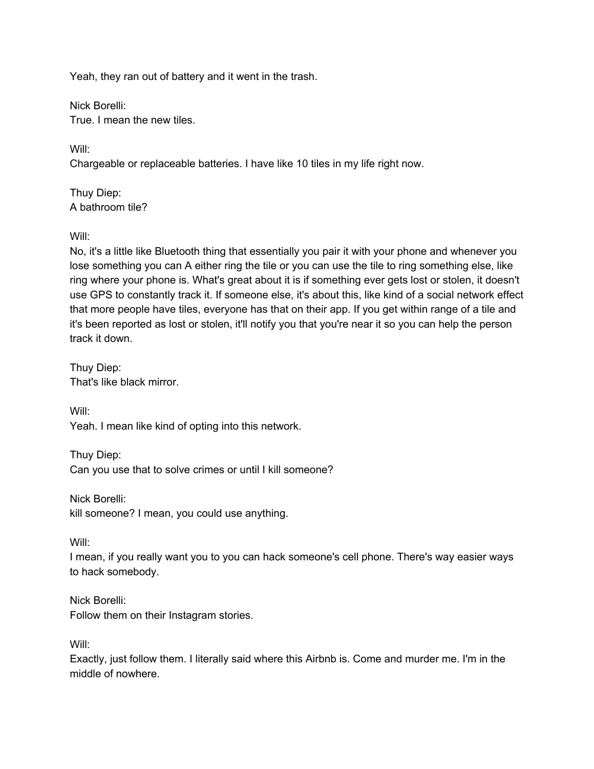Yeah, they ran out of battery and it went in the trash.

Nick Borelli:
True. I mean the new tiles.

Will:
Chargeable or replaceable batteries. I have like 10 tiles in my life right now.

Thuy Diep:
A bathroom tile?

Will:
No, it's a little like Bluetooth thing that essentially you pair it with your phone and whenever you lose something you can A either ring the tile or you can use the tile to ring something else, like ring where your phone is. What's great about it is if something ever gets lost or stolen, it doesn't use GPS to constantly track it. If someone else, it's about this, like kind of a social network effect that more people have tiles, everyone has that on their app. If you get within range of a tile and it's been reported as lost or stolen, it'll notify you that you're near it so you can help the person track it down.

Thuy Diep:
That's like black mirror.

Will:
Yeah. I mean like kind of opting into this network.

Thuy Diep:
Can you use that to solve crimes or until I kill someone?

Nick Borelli:
kill someone? I mean, you could use anything.

Will:
I mean, if you really want you to you can hack someone's cell phone. There's way easier ways to hack somebody.

Nick Borelli:
Follow them on their Instagram stories.

Will:
Exactly, just follow them. I literally said where this Airbnb is. Come and murder me. I'm in the middle of nowhere.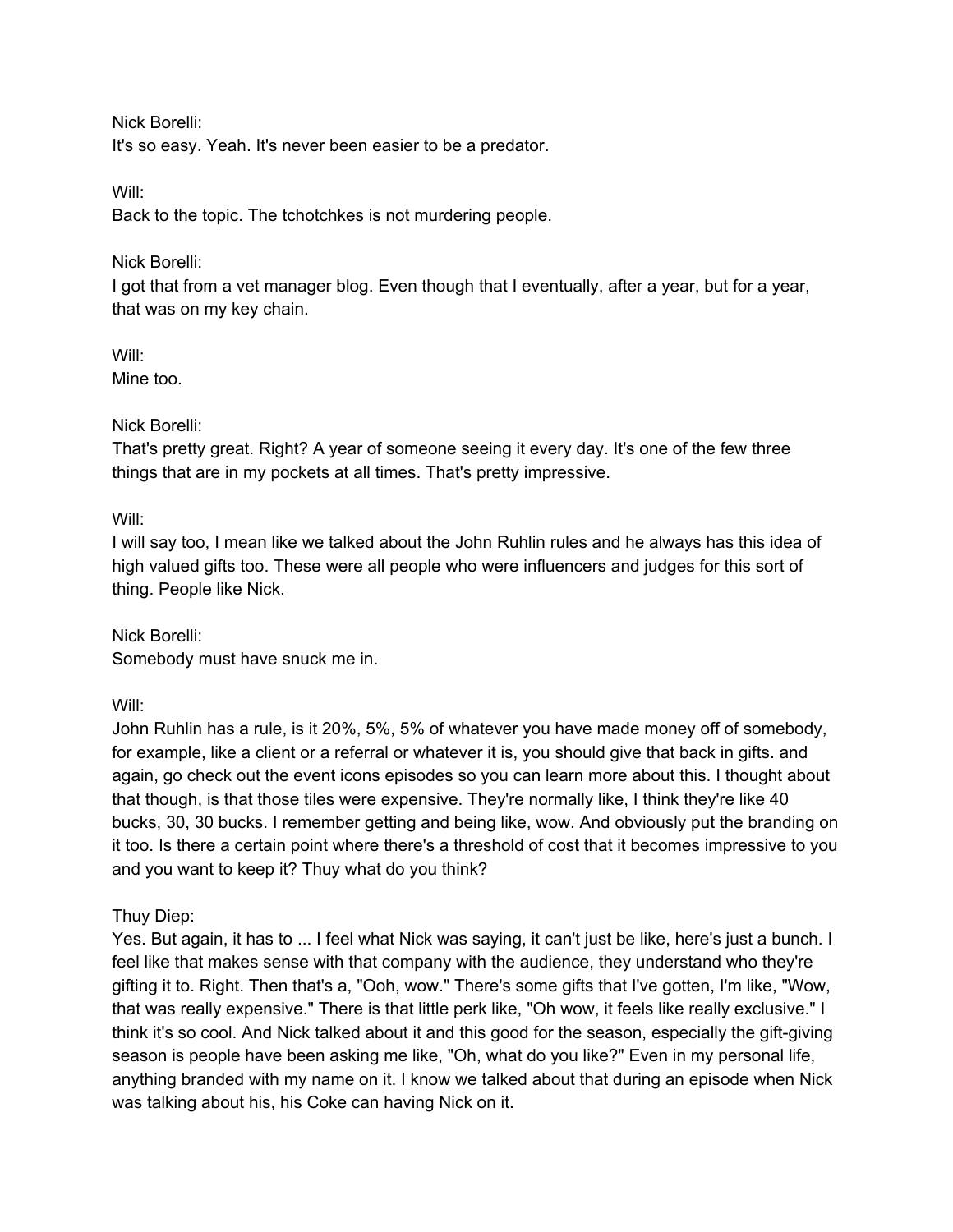Nick Borelli:
It's so easy. Yeah. It's never been easier to be a predator.

Will:
Back to the topic. The tchotchkes is not murdering people.

Nick Borelli:
I got that from a vet manager blog. Even though that I eventually, after a year, but for a year, that was on my key chain.

Will:
Mine too.

Nick Borelli:
That's pretty great. Right? A year of someone seeing it every day. It's one of the few three things that are in my pockets at all times. That's pretty impressive.

Will:
I will say too, I mean like we talked about the John Ruhlin rules and he always has this idea of high valued gifts too. These were all people who were influencers and judges for this sort of thing. People like Nick.

Nick Borelli:
Somebody must have snuck me in.

Will:
John Ruhlin has a rule, is it 20%, 5%, 5% of whatever you have made money off of somebody, for example, like a client or a referral or whatever it is, you should give that back in gifts. and again, go check out the event icons episodes so you can learn more about this. I thought about that though, is that those tiles were expensive. They're normally like, I think they're like 40 bucks, 30, 30 bucks. I remember getting and being like, wow. And obviously put the branding on it too. Is there a certain point where there's a threshold of cost that it becomes impressive to you and you want to keep it? Thuy what do you think?

Thuy Diep:
Yes. But again, it has to ... I feel what Nick was saying, it can't just be like, here's just a bunch. I feel like that makes sense with that company with the audience, they understand who they're gifting it to. Right. Then that's a, "Ooh, wow." There's some gifts that I've gotten, I'm like, "Wow, that was really expensive." There is that little perk like, "Oh wow, it feels like really exclusive." I think it's so cool. And Nick talked about it and this good for the season, especially the gift-giving season is people have been asking me like, "Oh, what do you like?" Even in my personal life, anything branded with my name on it. I know we talked about that during an episode when Nick was talking about his, his Coke can having Nick on it.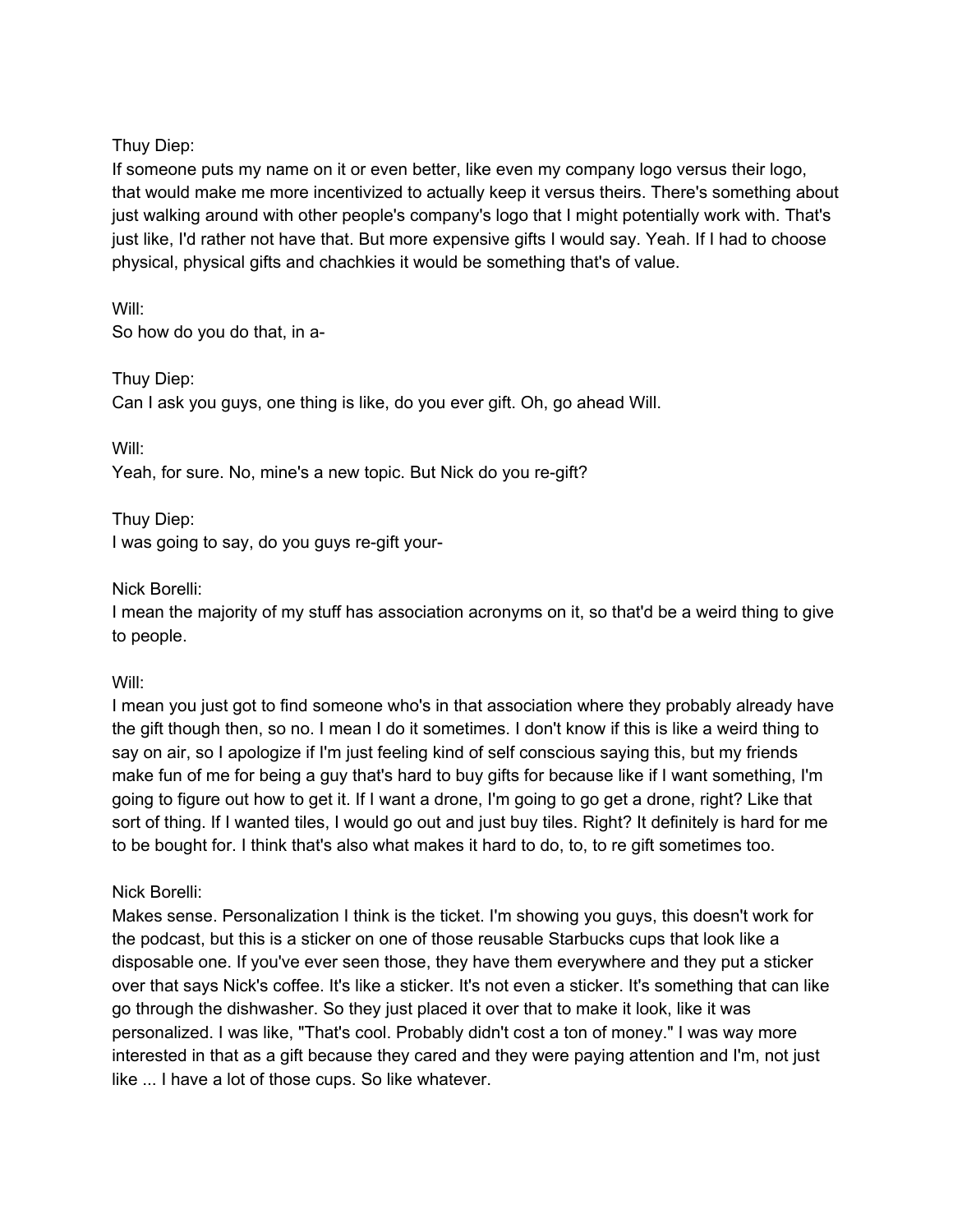Thuy Diep:
If someone puts my name on it or even better, like even my company logo versus their logo, that would make me more incentivized to actually keep it versus theirs. There's something about just walking around with other people's company's logo that I might potentially work with. That's just like, I'd rather not have that. But more expensive gifts I would say. Yeah. If I had to choose physical, physical gifts and chachkies it would be something that's of value.

Will:
So how do you do that, in a-

Thuy Diep:
Can I ask you guys, one thing is like, do you ever gift. Oh, go ahead Will.

Will:
Yeah, for sure. No, mine's a new topic. But Nick do you re-gift?

Thuy Diep:
I was going to say, do you guys re-gift your-

Nick Borelli:
I mean the majority of my stuff has association acronyms on it, so that'd be a weird thing to give to people.

Will:
I mean you just got to find someone who's in that association where they probably already have the gift though then, so no. I mean I do it sometimes. I don't know if this is like a weird thing to say on air, so I apologize if I'm just feeling kind of self conscious saying this, but my friends make fun of me for being a guy that's hard to buy gifts for because like if I want something, I'm going to figure out how to get it. If I want a drone, I'm going to go get a drone, right? Like that sort of thing. If I wanted tiles, I would go out and just buy tiles. Right? It definitely is hard for me to be bought for. I think that's also what makes it hard to do, to, to re gift sometimes too.

Nick Borelli:
Makes sense. Personalization I think is the ticket. I'm showing you guys, this doesn't work for the podcast, but this is a sticker on one of those reusable Starbucks cups that look like a disposable one. If you've ever seen those, they have them everywhere and they put a sticker over that says Nick's coffee. It's like a sticker. It's not even a sticker. It's something that can like go through the dishwasher. So they just placed it over that to make it look, like it was personalized. I was like, "That's cool. Probably didn't cost a ton of money." I was way more interested in that as a gift because they cared and they were paying attention and I'm, not just like ... I have a lot of those cups. So like whatever.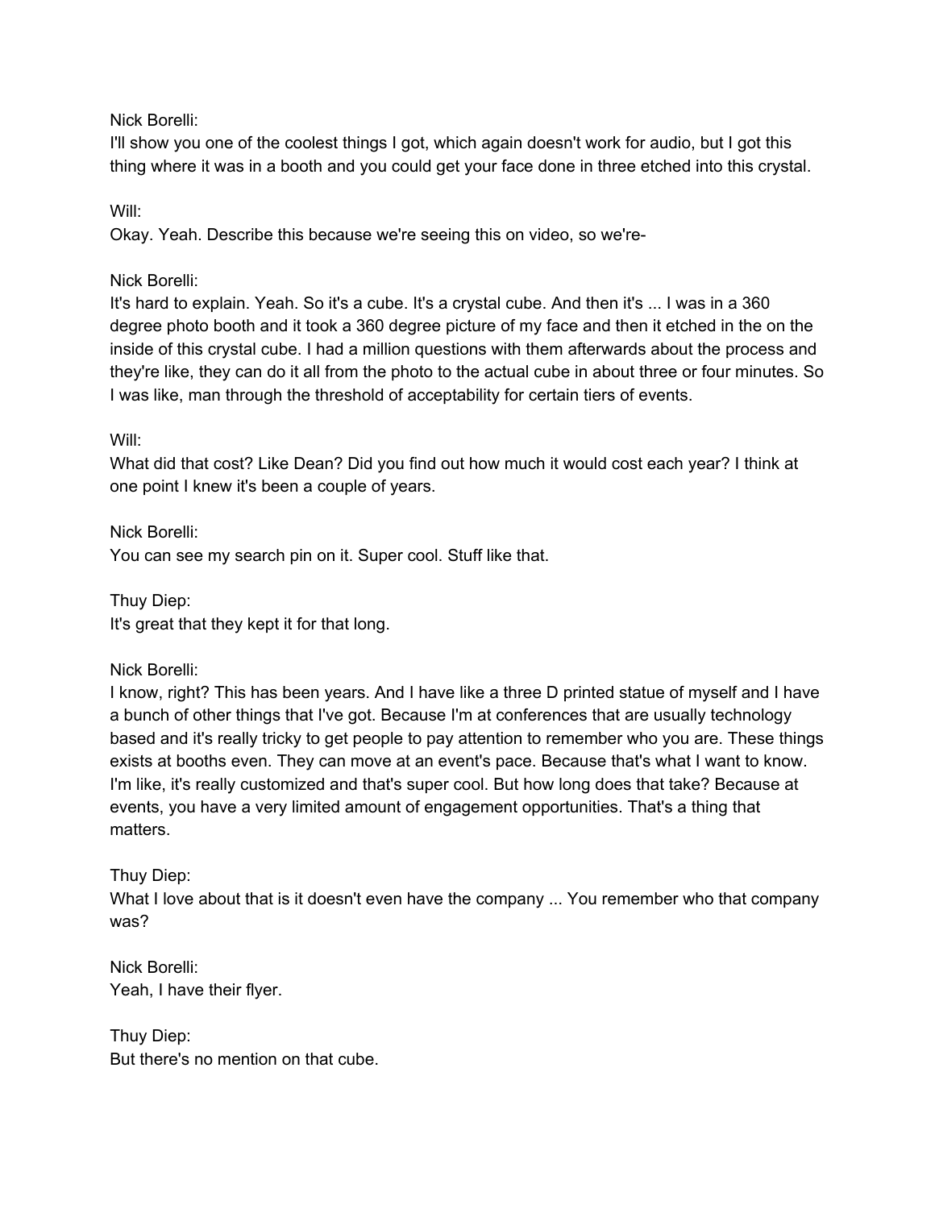Nick Borelli:
I'll show you one of the coolest things I got, which again doesn't work for audio, but I got this thing where it was in a booth and you could get your face done in three etched into this crystal.

Will:
Okay. Yeah. Describe this because we're seeing this on video, so we're-

Nick Borelli:
It's hard to explain. Yeah. So it's a cube. It's a crystal cube. And then it's ... I was in a 360 degree photo booth and it took a 360 degree picture of my face and then it etched in the on the inside of this crystal cube. I had a million questions with them afterwards about the process and they're like, they can do it all from the photo to the actual cube in about three or four minutes. So I was like, man through the threshold of acceptability for certain tiers of events.

Will:
What did that cost? Like Dean? Did you find out how much it would cost each year? I think at one point I knew it's been a couple of years.

Nick Borelli:
You can see my search pin on it. Super cool. Stuff like that.

Thuy Diep:
It's great that they kept it for that long.

Nick Borelli:
I know, right? This has been years. And I have like a three D printed statue of myself and I have a bunch of other things that I've got. Because I'm at conferences that are usually technology based and it's really tricky to get people to pay attention to remember who you are. These things exists at booths even. They can move at an event's pace. Because that's what I want to know. I'm like, it's really customized and that's super cool. But how long does that take? Because at events, you have a very limited amount of engagement opportunities. That's a thing that matters.

Thuy Diep:
What I love about that is it doesn't even have the company ... You remember who that company was?

Nick Borelli:
Yeah, I have their flyer.

Thuy Diep:
But there's no mention on that cube.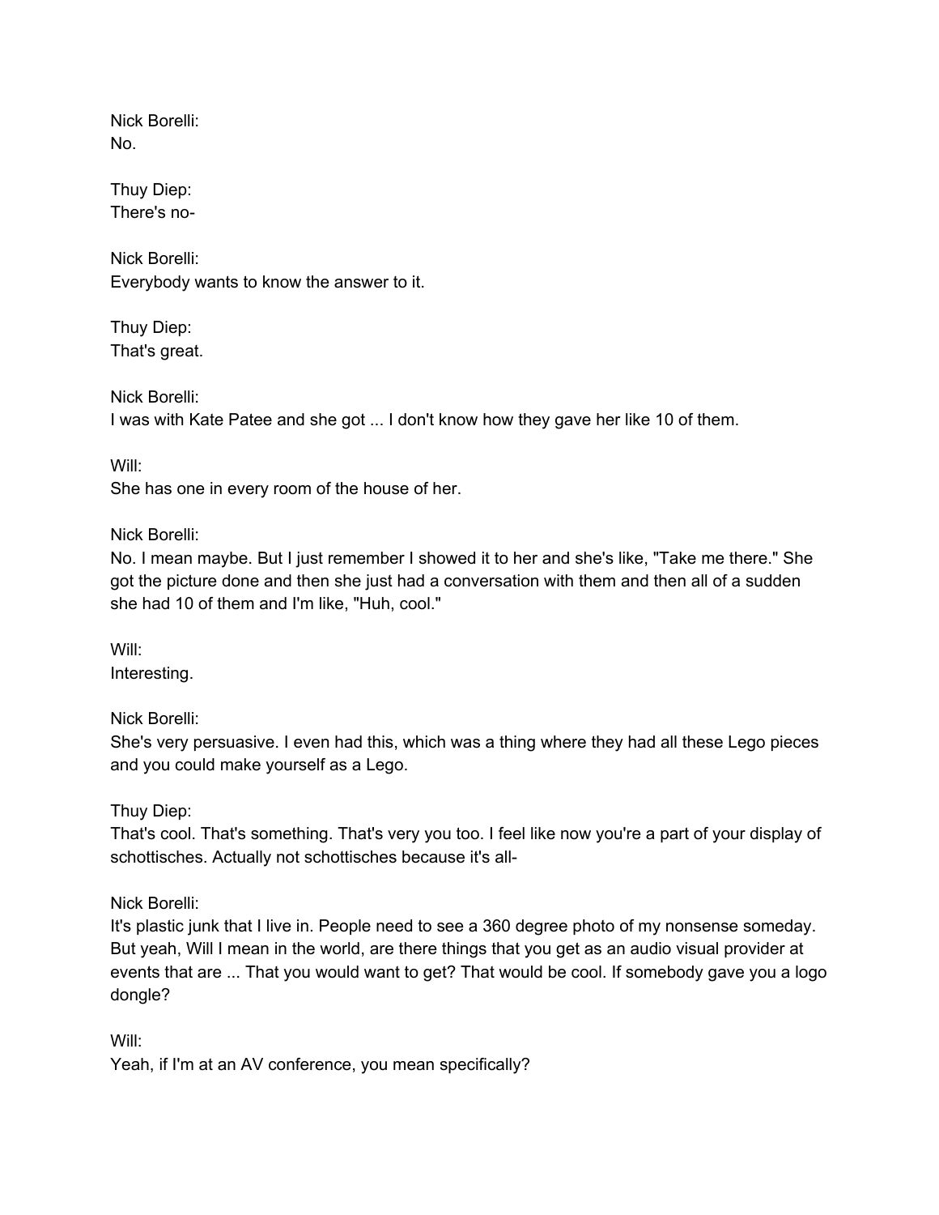Nick Borelli:
No.

Thuy Diep:
There's no-

Nick Borelli:
Everybody wants to know the answer to it.

Thuy Diep:
That's great.

Nick Borelli:
I was with Kate Patee and she got ... I don't know how they gave her like 10 of them.

Will:
She has one in every room of the house of her.

Nick Borelli:
No. I mean maybe. But I just remember I showed it to her and she's like, "Take me there." She got the picture done and then she just had a conversation with them and then all of a sudden she had 10 of them and I'm like, "Huh, cool."

Will:
Interesting.

Nick Borelli:
She's very persuasive. I even had this, which was a thing where they had all these Lego pieces and you could make yourself as a Lego.

Thuy Diep:
That's cool. That's something. That's very you too. I feel like now you're a part of your display of schottisches. Actually not schottisches because it's all-

Nick Borelli:
It's plastic junk that I live in. People need to see a 360 degree photo of my nonsense someday. But yeah, Will I mean in the world, are there things that you get as an audio visual provider at events that are ... That you would want to get? That would be cool. If somebody gave you a logo dongle?

Will:
Yeah, if I'm at an AV conference, you mean specifically?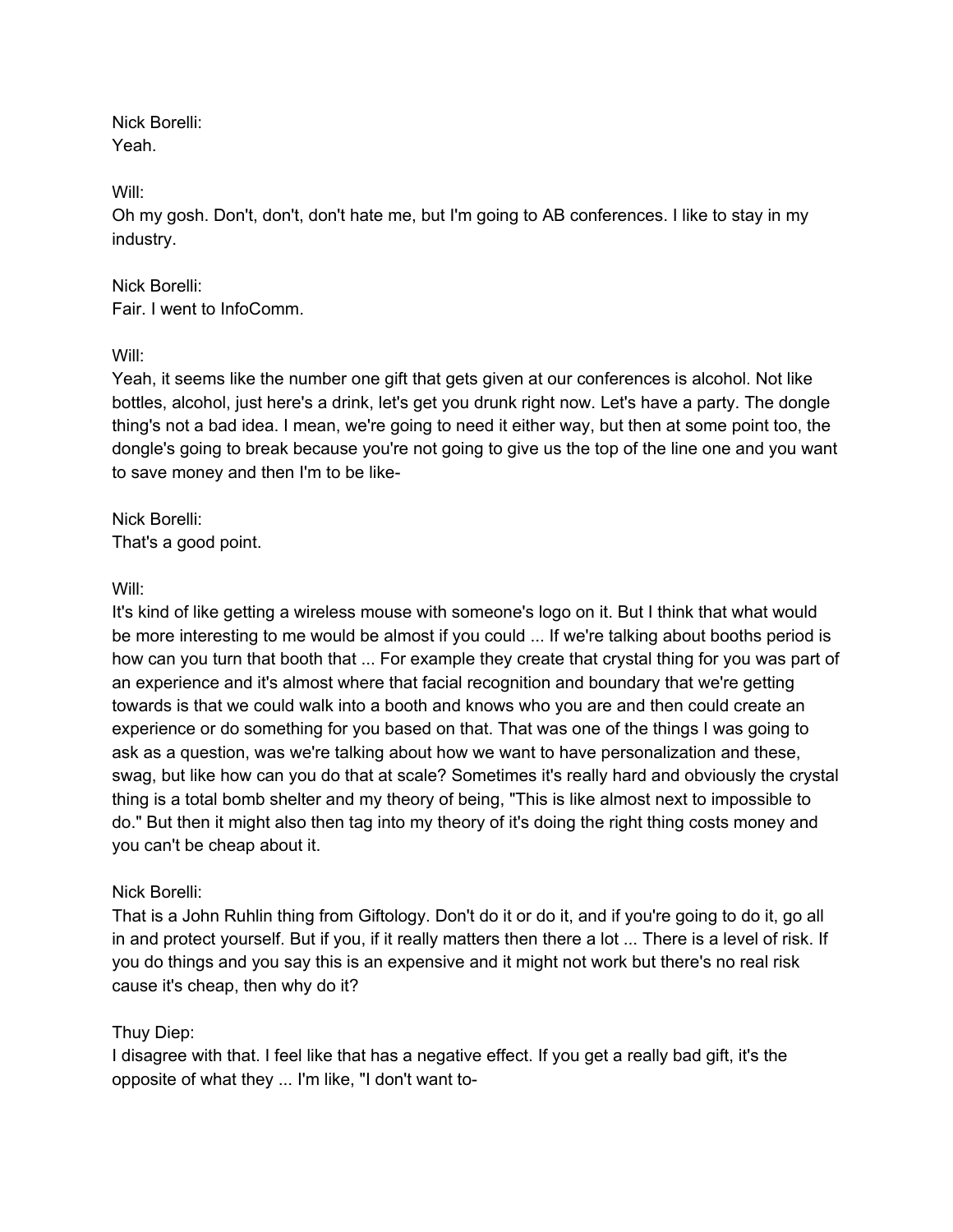Nick Borelli:
Yeah.

Will:
Oh my gosh. Don't, don't, don't hate me, but I'm going to AB conferences. I like to stay in my industry.

Nick Borelli:
Fair. I went to InfoComm.

Will:
Yeah, it seems like the number one gift that gets given at our conferences is alcohol. Not like bottles, alcohol, just here's a drink, let's get you drunk right now. Let's have a party. The dongle thing's not a bad idea. I mean, we're going to need it either way, but then at some point too, the dongle's going to break because you're not going to give us the top of the line one and you want to save money and then I'm to be like-

Nick Borelli:
That's a good point.

Will:
It's kind of like getting a wireless mouse with someone's logo on it. But I think that what would be more interesting to me would be almost if you could ... If we're talking about booths period is how can you turn that booth that ... For example they create that crystal thing for you was part of an experience and it's almost where that facial recognition and boundary that we're getting towards is that we could walk into a booth and knows who you are and then could create an experience or do something for you based on that. That was one of the things I was going to ask as a question, was we're talking about how we want to have personalization and these, swag, but like how can you do that at scale? Sometimes it's really hard and obviously the crystal thing is a total bomb shelter and my theory of being, "This is like almost next to impossible to do." But then it might also then tag into my theory of it's doing the right thing costs money and you can't be cheap about it.

Nick Borelli:
That is a John Ruhlin thing from Giftology. Don't do it or do it, and if you're going to do it, go all in and protect yourself. But if you, if it really matters then there a lot ... There is a level of risk. If you do things and you say this is an expensive and it might not work but there's no real risk cause it's cheap, then why do it?

Thuy Diep:
I disagree with that. I feel like that has a negative effect. If you get a really bad gift, it's the opposite of what they ... I'm like, "I don't want to-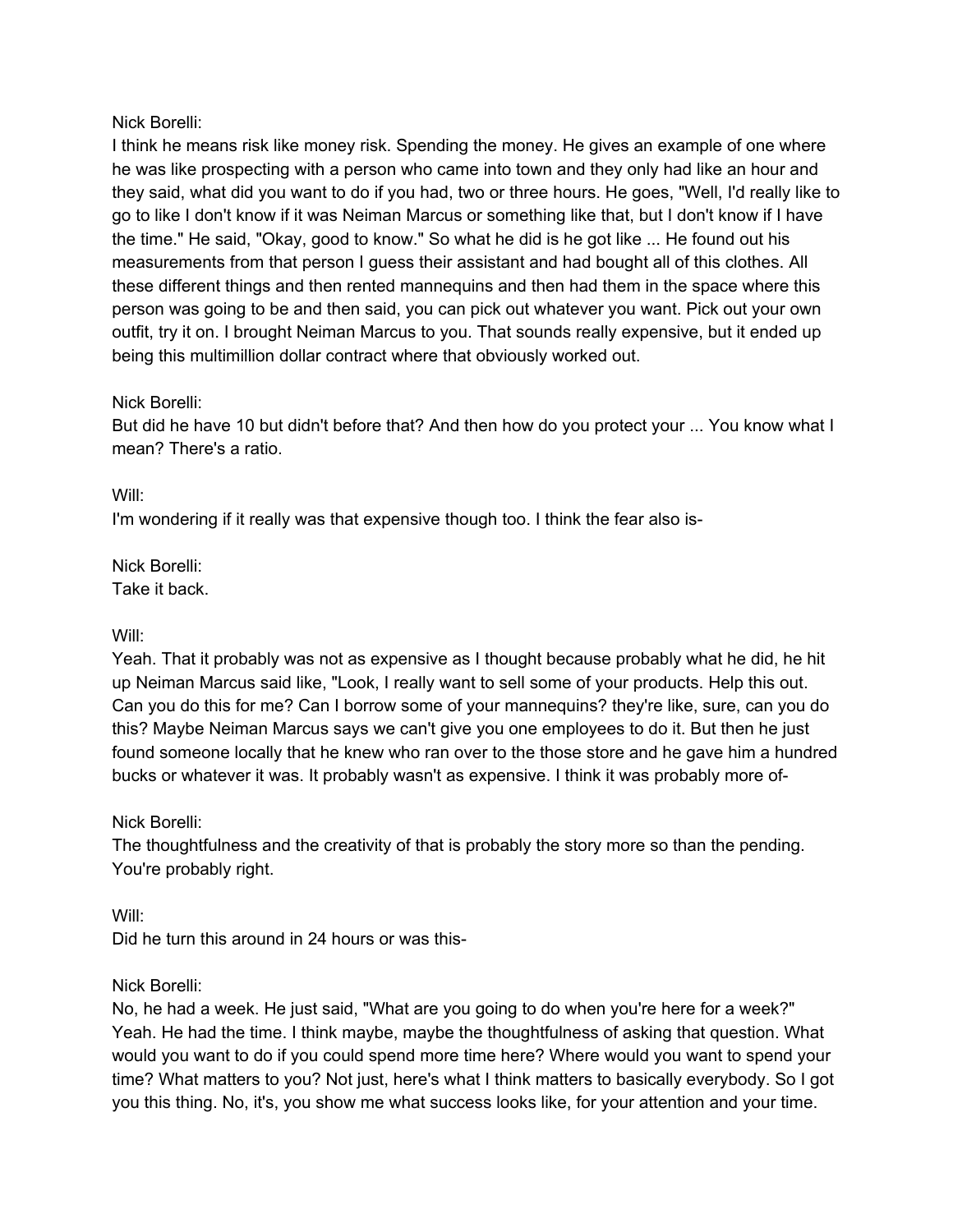Nick Borelli:
I think he means risk like money risk. Spending the money. He gives an example of one where he was like prospecting with a person who came into town and they only had like an hour and they said, what did you want to do if you had, two or three hours. He goes, "Well, I'd really like to go to like I don't know if it was Neiman Marcus or something like that, but I don't know if I have the time." He said, "Okay, good to know." So what he did is he got like ... He found out his measurements from that person I guess their assistant and had bought all of this clothes. All these different things and then rented mannequins and then had them in the space where this person was going to be and then said, you can pick out whatever you want. Pick out your own outfit, try it on. I brought Neiman Marcus to you. That sounds really expensive, but it ended up being this multimillion dollar contract where that obviously worked out.

Nick Borelli:
But did he have 10 but didn't before that? And then how do you protect your ... You know what I mean? There's a ratio.

Will:
I'm wondering if it really was that expensive though too. I think the fear also is-

Nick Borelli:
Take it back.

Will:
Yeah. That it probably was not as expensive as I thought because probably what he did, he hit up Neiman Marcus said like, "Look, I really want to sell some of your products. Help this out. Can you do this for me? Can I borrow some of your mannequins? they're like, sure, can you do this? Maybe Neiman Marcus says we can't give you one employees to do it. But then he just found someone locally that he knew who ran over to the those store and he gave him a hundred bucks or whatever it was. It probably wasn't as expensive. I think it was probably more of-

Nick Borelli:
The thoughtfulness and the creativity of that is probably the story more so than the pending. You're probably right.

Will:
Did he turn this around in 24 hours or was this-

Nick Borelli:
No, he had a week. He just said, "What are you going to do when you're here for a week?" Yeah. He had the time. I think maybe, maybe the thoughtfulness of asking that question. What would you want to do if you could spend more time here? Where would you want to spend your time? What matters to you? Not just, here's what I think matters to basically everybody. So I got you this thing. No, it's, you show me what success looks like, for your attention and your time.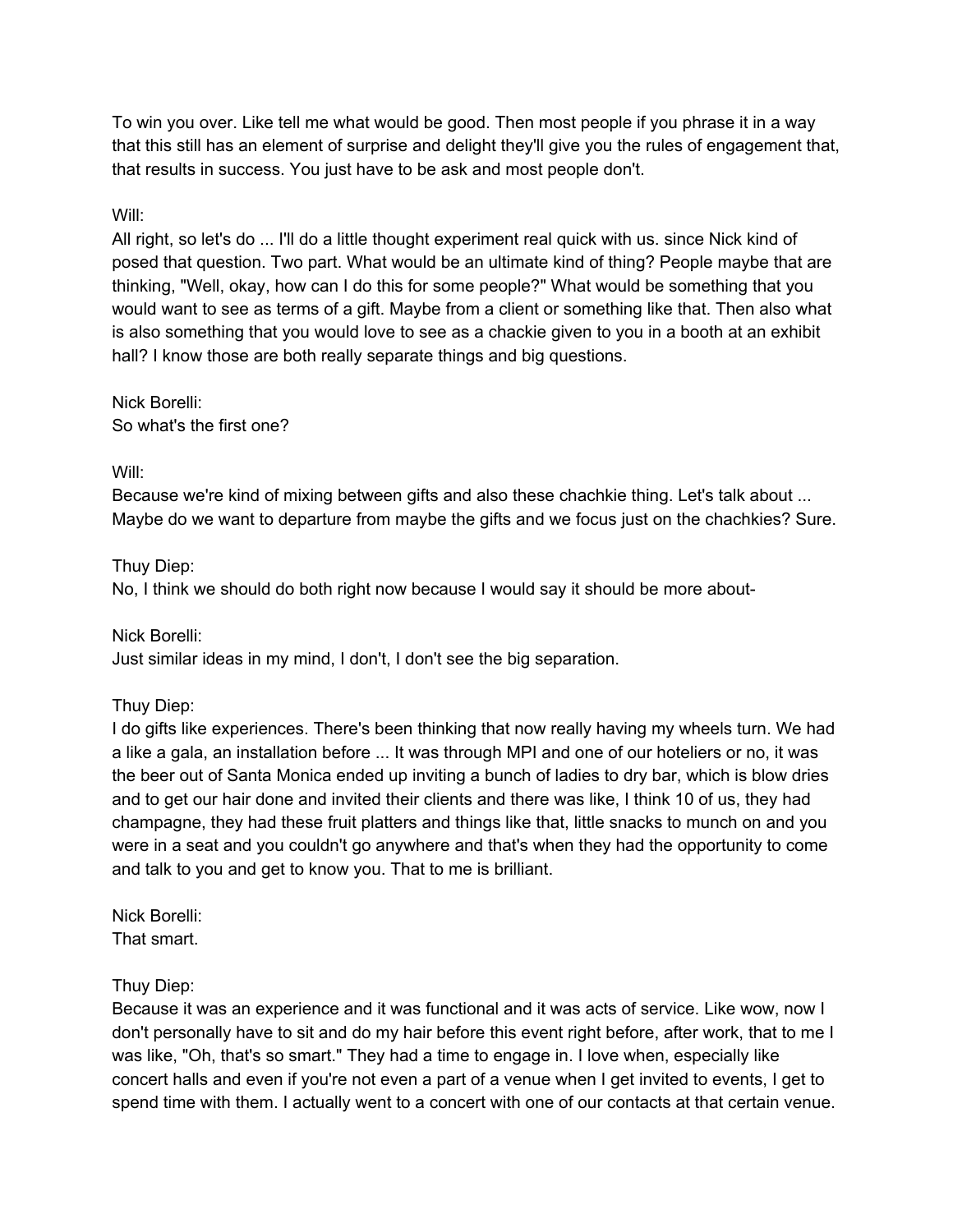To win you over. Like tell me what would be good. Then most people if you phrase it in a way that this still has an element of surprise and delight they'll give you the rules of engagement that, that results in success. You just have to be ask and most people don't.

Will:
All right, so let's do ... I'll do a little thought experiment real quick with us. since Nick kind of posed that question. Two part. What would be an ultimate kind of thing? People maybe that are thinking, "Well, okay, how can I do this for some people?" What would be something that you would want to see as terms of a gift. Maybe from a client or something like that. Then also what is also something that you would love to see as a chackie given to you in a booth at an exhibit hall? I know those are both really separate things and big questions.

Nick Borelli:
So what's the first one?

Will:
Because we're kind of mixing between gifts and also these chachkie thing. Let's talk about ... Maybe do we want to departure from maybe the gifts and we focus just on the chachkies? Sure.

Thuy Diep:
No, I think we should do both right now because I would say it should be more about-

Nick Borelli:
Just similar ideas in my mind, I don't, I don't see the big separation.

Thuy Diep:
I do gifts like experiences. There's been thinking that now really having my wheels turn. We had a like a gala, an installation before ... It was through MPI and one of our hoteliers or no, it was the beer out of Santa Monica ended up inviting a bunch of ladies to dry bar, which is blow dries and to get our hair done and invited their clients and there was like, I think 10 of us, they had champagne, they had these fruit platters and things like that, little snacks to munch on and you were in a seat and you couldn't go anywhere and that's when they had the opportunity to come and talk to you and get to know you. That to me is brilliant.

Nick Borelli:
That smart.

Thuy Diep:
Because it was an experience and it was functional and it was acts of service. Like wow, now I don't personally have to sit and do my hair before this event right before, after work, that to me I was like, "Oh, that's so smart." They had a time to engage in. I love when, especially like concert halls and even if you're not even a part of a venue when I get invited to events, I get to spend time with them. I actually went to a concert with one of our contacts at that certain venue.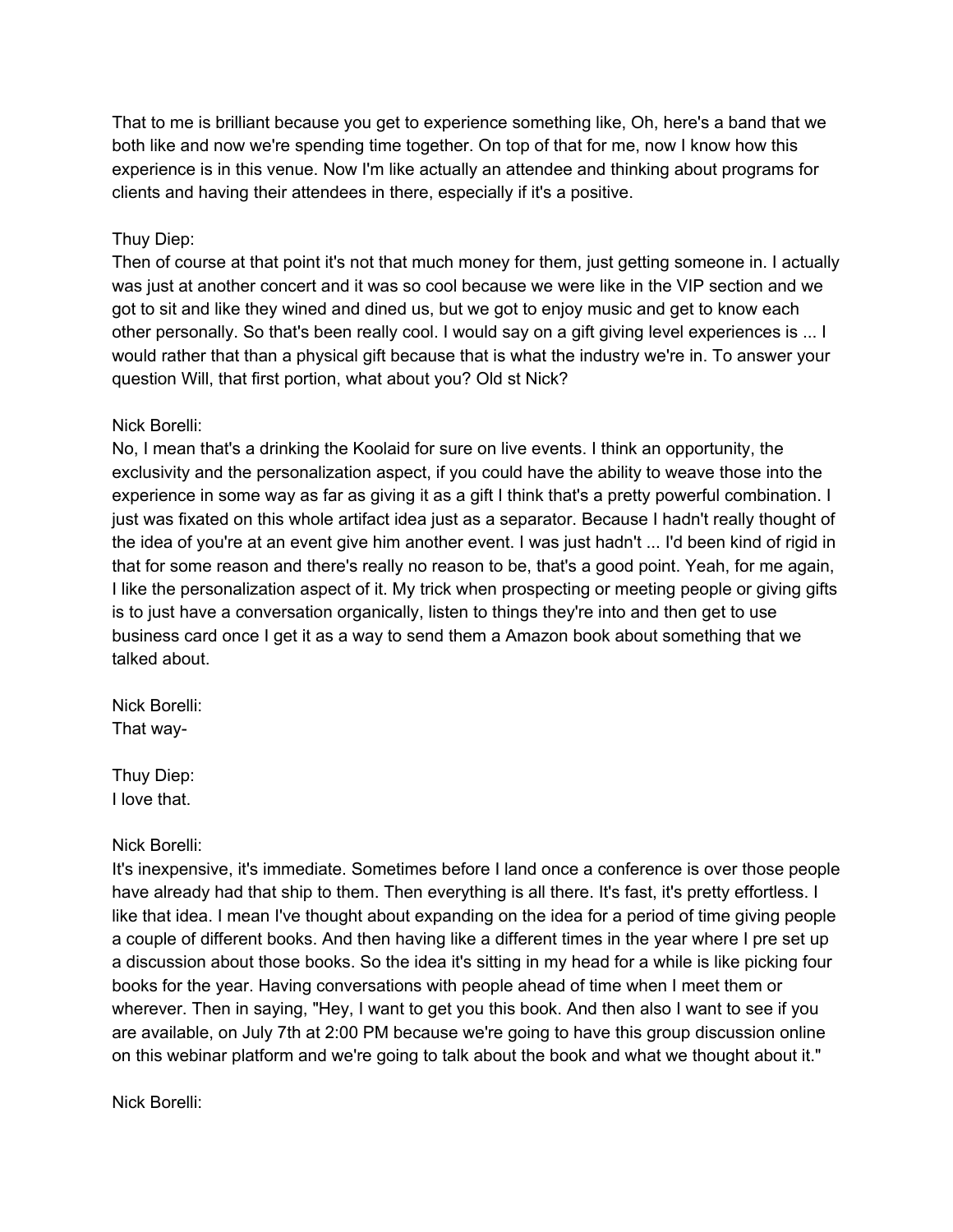That to me is brilliant because you get to experience something like, Oh, here's a band that we both like and now we're spending time together. On top of that for me, now I know how this experience is in this venue. Now I'm like actually an attendee and thinking about programs for clients and having their attendees in there, especially if it's a positive.

Thuy Diep:
Then of course at that point it's not that much money for them, just getting someone in. I actually was just at another concert and it was so cool because we were like in the VIP section and we got to sit and like they wined and dined us, but we got to enjoy music and get to know each other personally. So that's been really cool. I would say on a gift giving level experiences is ... I would rather that than a physical gift because that is what the industry we're in. To answer your question Will, that first portion, what about you? Old st Nick?

Nick Borelli:
No, I mean that's a drinking the Koolaid for sure on live events. I think an opportunity, the exclusivity and the personalization aspect, if you could have the ability to weave those into the experience in some way as far as giving it as a gift I think that's a pretty powerful combination. I just was fixated on this whole artifact idea just as a separator. Because I hadn't really thought of the idea of you're at an event give him another event. I was just hadn't ... I'd been kind of rigid in that for some reason and there's really no reason to be, that's a good point. Yeah, for me again, I like the personalization aspect of it. My trick when prospecting or meeting people or giving gifts is to just have a conversation organically, listen to things they're into and then get to use business card once I get it as a way to send them a Amazon book about something that we talked about.

Nick Borelli:
That way-

Thuy Diep:
I love that.

Nick Borelli:
It's inexpensive, it's immediate. Sometimes before I land once a conference is over those people have already had that ship to them. Then everything is all there. It's fast, it's pretty effortless. I like that idea. I mean I've thought about expanding on the idea for a period of time giving people a couple of different books. And then having like a different times in the year where I pre set up a discussion about those books. So the idea it's sitting in my head for a while is like picking four books for the year. Having conversations with people ahead of time when I meet them or wherever. Then in saying, "Hey, I want to get you this book. And then also I want to see if you are available, on July 7th at 2:00 PM because we're going to have this group discussion online on this webinar platform and we're going to talk about the book and what we thought about it."

Nick Borelli: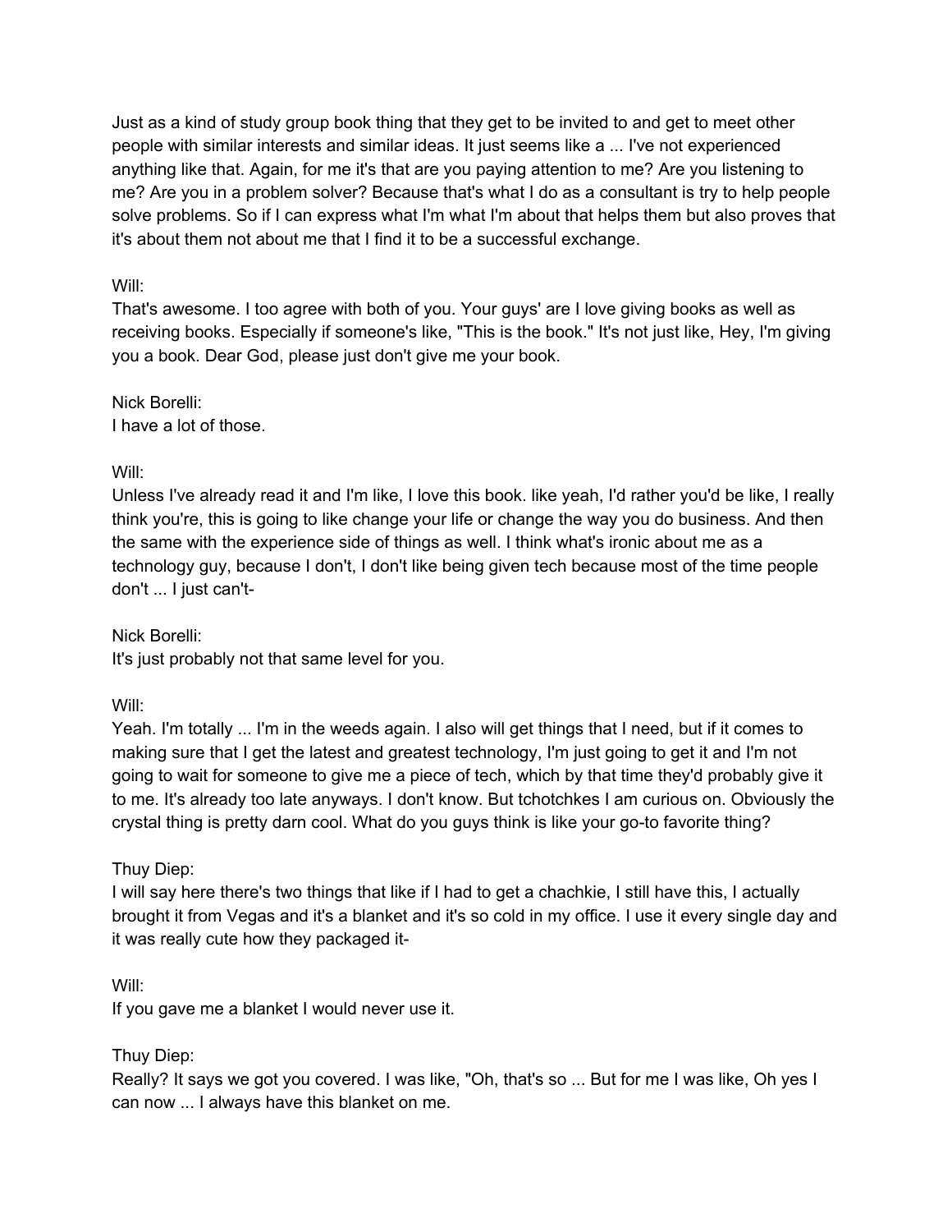Just as a kind of study group book thing that they get to be invited to and get to meet other people with similar interests and similar ideas. It just seems like a ... I've not experienced anything like that. Again, for me it's that are you paying attention to me? Are you listening to me? Are you in a problem solver? Because that's what I do as a consultant is try to help people solve problems. So if I can express what I'm what I'm about that helps them but also proves that it's about them not about me that I find it to be a successful exchange.

Will:
That's awesome. I too agree with both of you. Your guys' are I love giving books as well as receiving books. Especially if someone's like, "This is the book." It's not just like, Hey, I'm giving you a book. Dear God, please just don't give me your book.

Nick Borelli:
I have a lot of those.

Will:
Unless I've already read it and I'm like, I love this book. like yeah, I'd rather you'd be like, I really think you're, this is going to like change your life or change the way you do business. And then the same with the experience side of things as well. I think what's ironic about me as a technology guy, because I don't, I don't like being given tech because most of the time people don't ... I just can't-

Nick Borelli:
It's just probably not that same level for you.

Will:
Yeah. I'm totally ... I'm in the weeds again. I also will get things that I need, but if it comes to making sure that I get the latest and greatest technology, I'm just going to get it and I'm not going to wait for someone to give me a piece of tech, which by that time they'd probably give it to me. It's already too late anyways. I don't know. But tchotchkes I am curious on. Obviously the crystal thing is pretty darn cool. What do you guys think is like your go-to favorite thing?

Thuy Diep:
I will say here there's two things that like if I had to get a chachkie, I still have this, I actually brought it from Vegas and it's a blanket and it's so cold in my office. I use it every single day and it was really cute how they packaged it-

Will:
If you gave me a blanket I would never use it.

Thuy Diep:
Really? It says we got you covered. I was like, "Oh, that's so ... But for me I was like, Oh yes I can now ... I always have this blanket on me.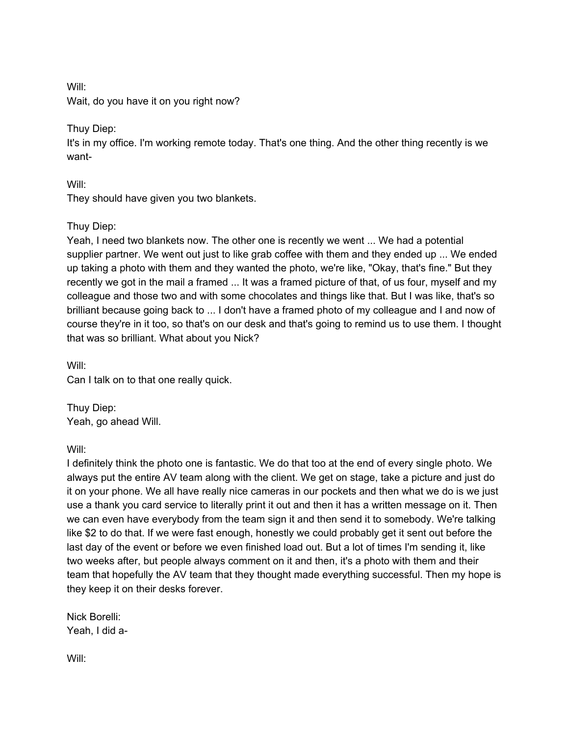Will:
Wait, do you have it on you right now?

Thuy Diep:
It's in my office. I'm working remote today. That's one thing. And the other thing recently is we want-

Will:
They should have given you two blankets.

Thuy Diep:
Yeah, I need two blankets now. The other one is recently we went ... We had a potential supplier partner. We went out just to like grab coffee with them and they ended up ... We ended up taking a photo with them and they wanted the photo, we're like, "Okay, that's fine." But they recently we got in the mail a framed ... It was a framed picture of that, of us four, myself and my colleague and those two and with some chocolates and things like that. But I was like, that's so brilliant because going back to ... I don't have a framed photo of my colleague and I and now of course they're in it too, so that's on our desk and that's going to remind us to use them. I thought that was so brilliant. What about you Nick?

Will:
Can I talk on to that one really quick.

Thuy Diep:
Yeah, go ahead Will.

Will:
I definitely think the photo one is fantastic. We do that too at the end of every single photo. We always put the entire AV team along with the client. We get on stage, take a picture and just do it on your phone. We all have really nice cameras in our pockets and then what we do is we just use a thank you card service to literally print it out and then it has a written message on it. Then we can even have everybody from the team sign it and then send it to somebody. We're talking like $2 to do that. If we were fast enough, honestly we could probably get it sent out before the last day of the event or before we even finished load out. But a lot of times I'm sending it, like two weeks after, but people always comment on it and then, it's a photo with them and their team that hopefully the AV team that they thought made everything successful. Then my hope is they keep it on their desks forever.

Nick Borelli:
Yeah, I did a-

Will: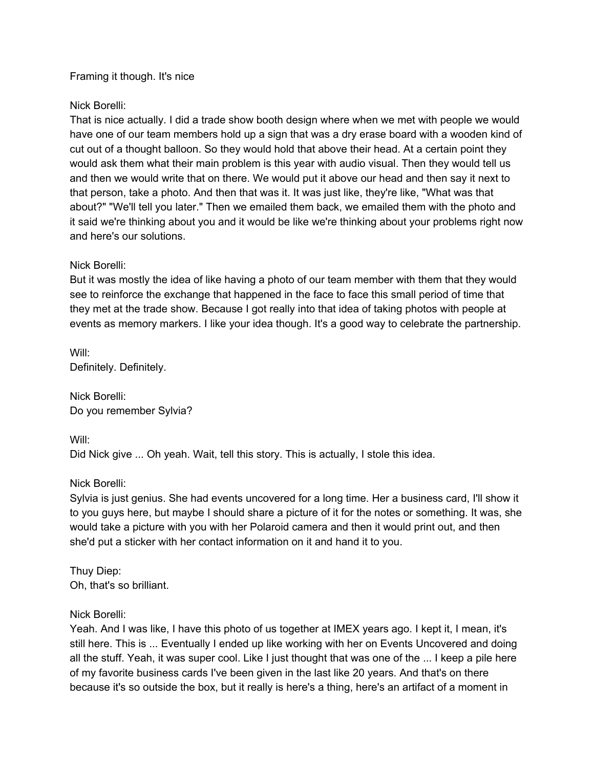Framing it though. It's nice

Nick Borelli:
That is nice actually. I did a trade show booth design where when we met with people we would have one of our team members hold up a sign that was a dry erase board with a wooden kind of cut out of a thought balloon. So they would hold that above their head. At a certain point they would ask them what their main problem is this year with audio visual. Then they would tell us and then we would write that on there. We would put it above our head and then say it next to that person, take a photo. And then that was it. It was just like, they're like, "What was that about?" "We'll tell you later." Then we emailed them back, we emailed them with the photo and it said we're thinking about you and it would be like we're thinking about your problems right now and here's our solutions.

Nick Borelli:
But it was mostly the idea of like having a photo of our team member with them that they would see to reinforce the exchange that happened in the face to face this small period of time that they met at the trade show. Because I got really into that idea of taking photos with people at events as memory markers. I like your idea though. It's a good way to celebrate the partnership.

Will:
Definitely. Definitely.

Nick Borelli:
Do you remember Sylvia?

Will:
Did Nick give ... Oh yeah. Wait, tell this story. This is actually, I stole this idea.

Nick Borelli:
Sylvia is just genius. She had events uncovered for a long time. Her business card, I'll show it to you guys here, but maybe I should share a picture of it for the notes or something. It was, she would take a picture with you with her Polaroid camera and then it would print out, and then she'd put a sticker with her contact information on it and hand it to you.

Thuy Diep:
Oh, that's so brilliant.

Nick Borelli:
Yeah. And I was like, I have this photo of us together at IMEX years ago. I kept it, I mean, it's still here. This is ... Eventually I ended up like working with her on Events Uncovered and doing all the stuff. Yeah, it was super cool. Like I just thought that was one of the ... I keep a pile here of my favorite business cards I've been given in the last like 20 years. And that's on there because it's so outside the box, but it really is here's a thing, here's an artifact of a moment in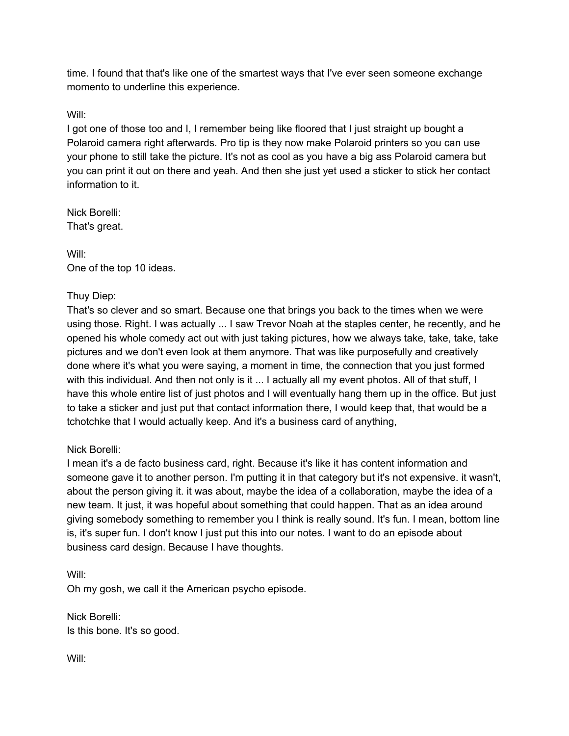time. I found that that's like one of the smartest ways that I've ever seen someone exchange momento to underline this experience.

Will:
I got one of those too and I, I remember being like floored that I just straight up bought a Polaroid camera right afterwards. Pro tip is they now make Polaroid printers so you can use your phone to still take the picture. It's not as cool as you have a big ass Polaroid camera but you can print it out on there and yeah. And then she just yet used a sticker to stick her contact information to it.

Nick Borelli:
That's great.

Will:
One of the top 10 ideas.

Thuy Diep:
That's so clever and so smart. Because one that brings you back to the times when we were using those. Right. I was actually ... I saw Trevor Noah at the staples center, he recently, and he opened his whole comedy act out with just taking pictures, how we always take, take, take, take pictures and we don't even look at them anymore. That was like purposefully and creatively done where it's what you were saying, a moment in time, the connection that you just formed with this individual. And then not only is it ... I actually all my event photos. All of that stuff, I have this whole entire list of just photos and I will eventually hang them up in the office. But just to take a sticker and just put that contact information there, I would keep that, that would be a tchotchke that I would actually keep. And it's a business card of anything,

Nick Borelli:
I mean it's a de facto business card, right. Because it's like it has content information and someone gave it to another person. I'm putting it in that category but it's not expensive. it wasn't, about the person giving it. it was about, maybe the idea of a collaboration, maybe the idea of a new team. It just, it was hopeful about something that could happen. That as an idea around giving somebody something to remember you I think is really sound. It's fun. I mean, bottom line is, it's super fun. I don't know I just put this into our notes. I want to do an episode about business card design. Because I have thoughts.

Will:
Oh my gosh, we call it the American psycho episode.

Nick Borelli:
Is this bone. It's so good.

Will: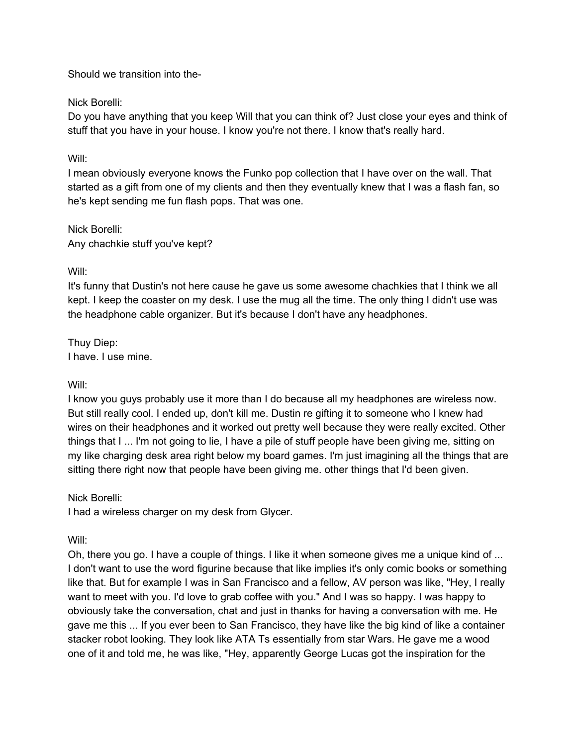Should we transition into the-

Nick Borelli:
Do you have anything that you keep Will that you can think of? Just close your eyes and think of stuff that you have in your house. I know you're not there. I know that's really hard.

Will:
I mean obviously everyone knows the Funko pop collection that I have over on the wall. That started as a gift from one of my clients and then they eventually knew that I was a flash fan, so he's kept sending me fun flash pops. That was one.

Nick Borelli:
Any chachkie stuff you've kept?

Will:
It's funny that Dustin's not here cause he gave us some awesome chachkies that I think we all kept. I keep the coaster on my desk. I use the mug all the time. The only thing I didn't use was the headphone cable organizer. But it's because I don't have any headphones.

Thuy Diep:
I have. I use mine.

Will:
I know you guys probably use it more than I do because all my headphones are wireless now. But still really cool. I ended up, don't kill me. Dustin re gifting it to someone who I knew had wires on their headphones and it worked out pretty well because they were really excited. Other things that I ... I'm not going to lie, I have a pile of stuff people have been giving me, sitting on my like charging desk area right below my board games. I'm just imagining all the things that are sitting there right now that people have been giving me. other things that I'd been given.

Nick Borelli:
I had a wireless charger on my desk from Glycer.

Will:
Oh, there you go. I have a couple of things. I like it when someone gives me a unique kind of ... I don't want to use the word figurine because that like implies it's only comic books or something like that. But for example I was in San Francisco and a fellow, AV person was like, "Hey, I really want to meet with you. I'd love to grab coffee with you." And I was so happy. I was happy to obviously take the conversation, chat and just in thanks for having a conversation with me. He gave me this ... If you ever been to San Francisco, they have like the big kind of like a container stacker robot looking. They look like ATA Ts essentially from star Wars. He gave me a wood one of it and told me, he was like, "Hey, apparently George Lucas got the inspiration for the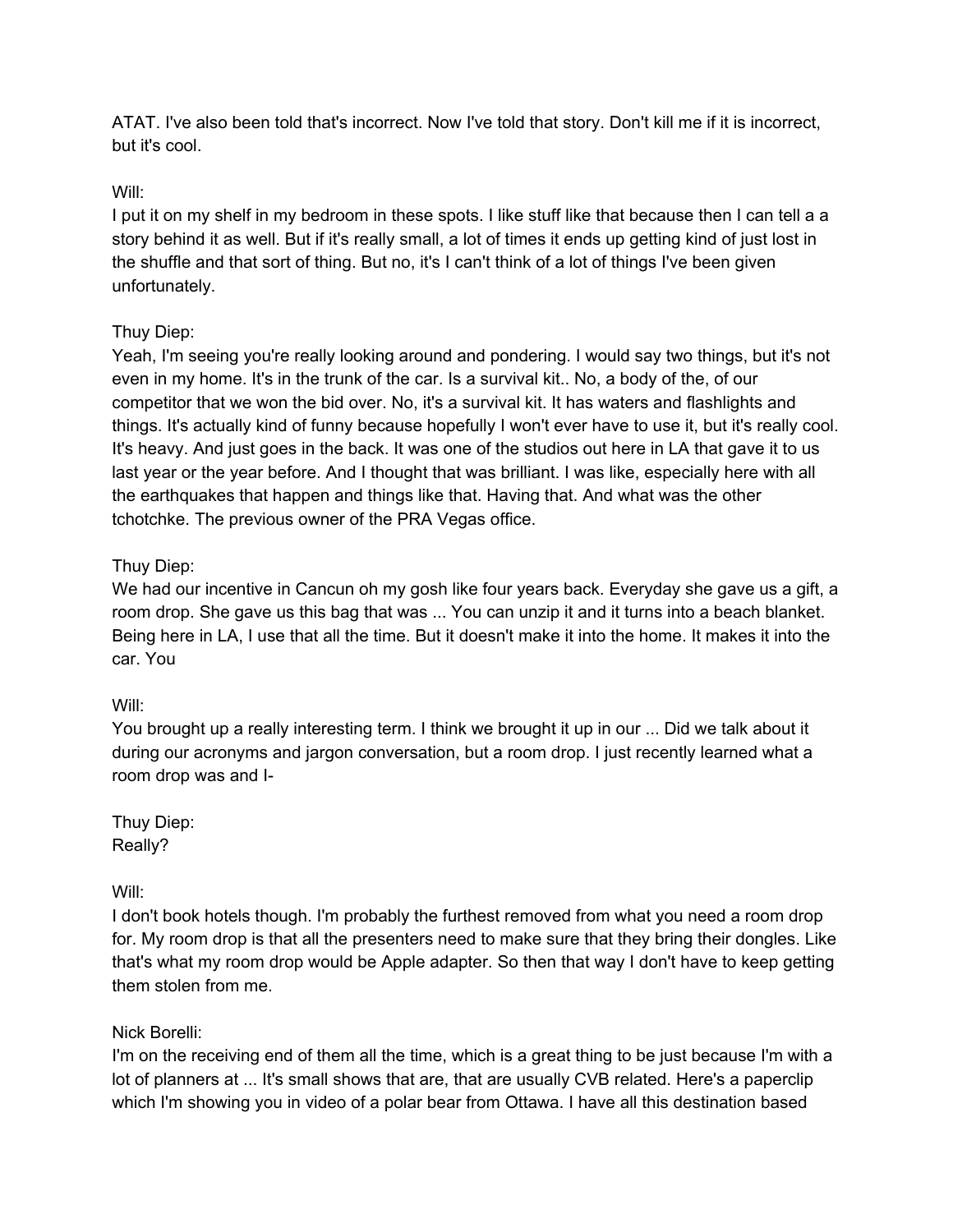ATAT. I've also been told that's incorrect. Now I've told that story. Don't kill me if it is incorrect, but it's cool.

Will:
I put it on my shelf in my bedroom in these spots. I like stuff like that because then I can tell a a story behind it as well. But if it's really small, a lot of times it ends up getting kind of just lost in the shuffle and that sort of thing. But no, it's I can't think of a lot of things I've been given unfortunately.

Thuy Diep:
Yeah, I'm seeing you're really looking around and pondering. I would say two things, but it's not even in my home. It's in the trunk of the car. Is a survival kit.. No, a body of the, of our competitor that we won the bid over. No, it's a survival kit. It has waters and flashlights and things. It's actually kind of funny because hopefully I won't ever have to use it, but it's really cool. It's heavy. And just goes in the back. It was one of the studios out here in LA that gave it to us last year or the year before. And I thought that was brilliant. I was like, especially here with all the earthquakes that happen and things like that. Having that. And what was the other tchotchke. The previous owner of the PRA Vegas office.

Thuy Diep:
We had our incentive in Cancun oh my gosh like four years back. Everyday she gave us a gift, a room drop. She gave us this bag that was ... You can unzip it and it turns into a beach blanket. Being here in LA, I use that all the time. But it doesn't make it into the home. It makes it into the car. You

Will:
You brought up a really interesting term. I think we brought it up in our ... Did we talk about it during our acronyms and jargon conversation, but a room drop. I just recently learned what a room drop was and I-

Thuy Diep:
Really?

Will:
I don't book hotels though. I'm probably the furthest removed from what you need a room drop for. My room drop is that all the presenters need to make sure that they bring their dongles. Like that's what my room drop would be Apple adapter. So then that way I don't have to keep getting them stolen from me.

Nick Borelli:
I'm on the receiving end of them all the time, which is a great thing to be just because I'm with a lot of planners at ... It's small shows that are, that are usually CVB related. Here's a paperclip which I'm showing you in video of a polar bear from Ottawa. I have all this destination based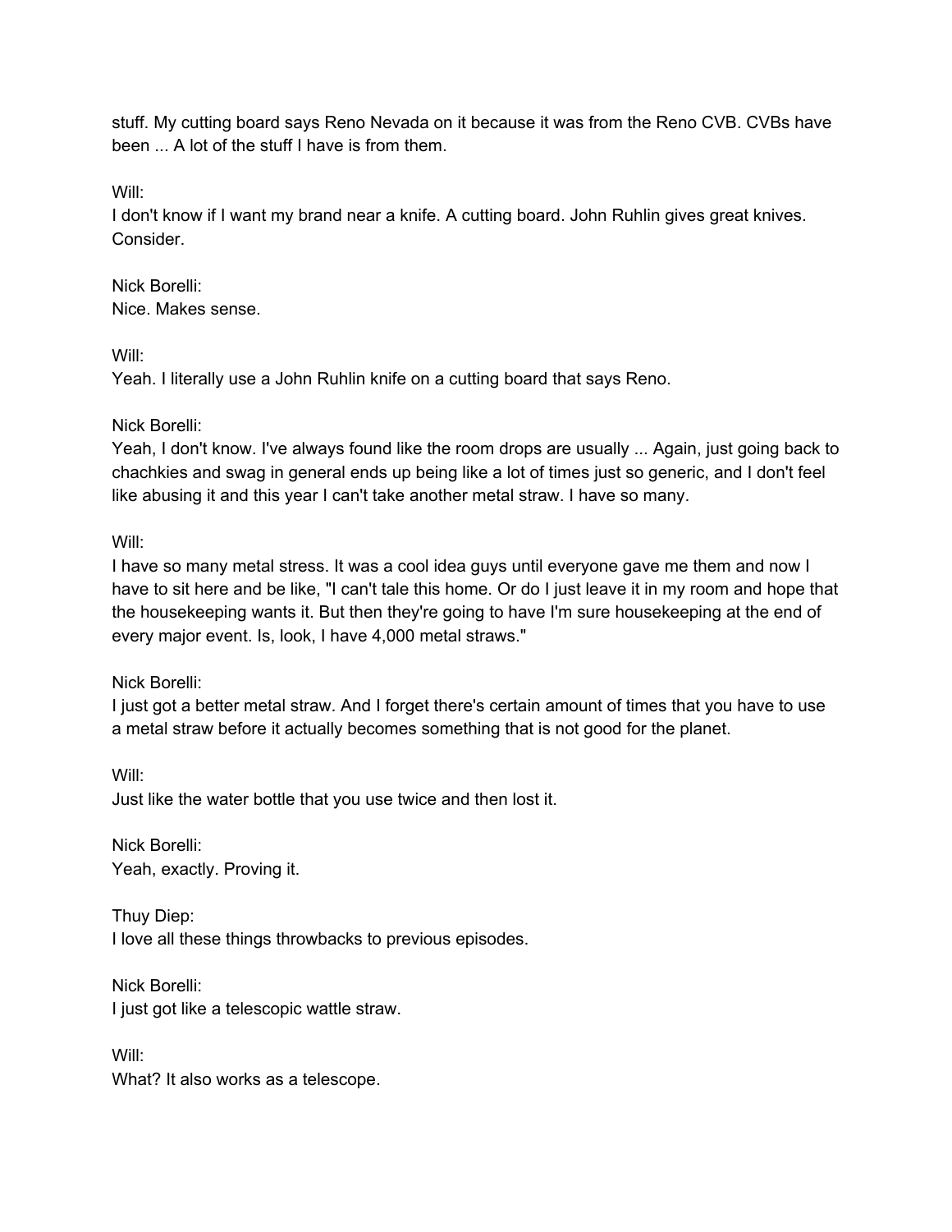stuff. My cutting board says Reno Nevada on it because it was from the Reno CVB. CVBs have been ... A lot of the stuff I have is from them.

Will:
I don't know if I want my brand near a knife. A cutting board. John Ruhlin gives great knives. Consider.

Nick Borelli:
Nice. Makes sense.

Will:
Yeah. I literally use a John Ruhlin knife on a cutting board that says Reno.

Nick Borelli:
Yeah, I don't know. I've always found like the room drops are usually ... Again, just going back to chachkies and swag in general ends up being like a lot of times just so generic, and I don't feel like abusing it and this year I can't take another metal straw. I have so many.

Will:
I have so many metal stress. It was a cool idea guys until everyone gave me them and now I have to sit here and be like, "I can't tale this home. Or do I just leave it in my room and hope that the housekeeping wants it. But then they're going to have I'm sure housekeeping at the end of every major event. Is, look, I have 4,000 metal straws."

Nick Borelli:
I just got a better metal straw. And I forget there's certain amount of times that you have to use a metal straw before it actually becomes something that is not good for the planet.

Will:
Just like the water bottle that you use twice and then lost it.

Nick Borelli:
Yeah, exactly. Proving it.

Thuy Diep:
I love all these things throwbacks to previous episodes.

Nick Borelli:
I just got like a telescopic wattle straw.

Will:
What? It also works as a telescope.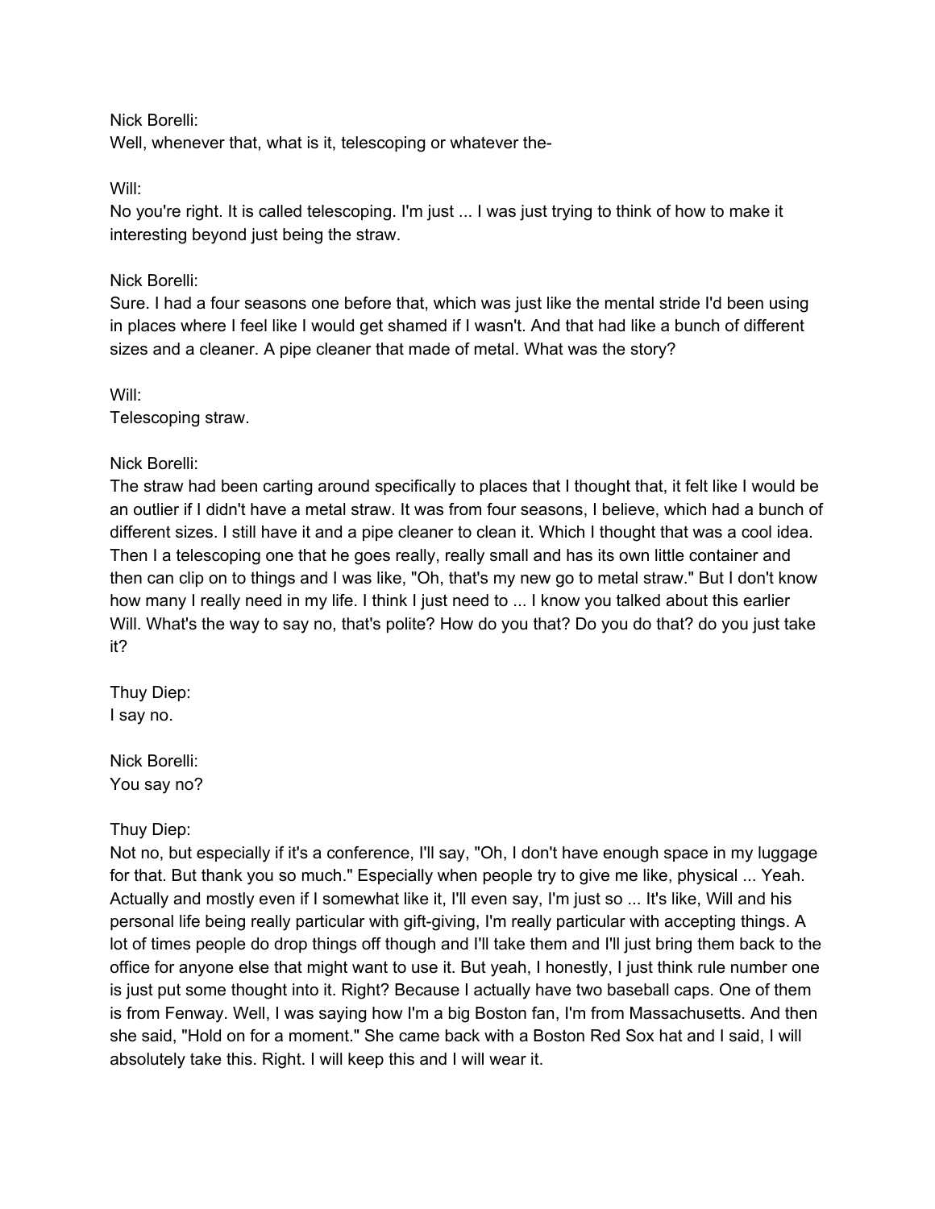Nick Borelli:
Well, whenever that, what is it, telescoping or whatever the-

Will:
No you're right. It is called telescoping. I'm just ... I was just trying to think of how to make it interesting beyond just being the straw.

Nick Borelli:
Sure. I had a four seasons one before that, which was just like the mental stride I'd been using in places where I feel like I would get shamed if I wasn't. And that had like a bunch of different sizes and a cleaner. A pipe cleaner that made of metal. What was the story?

Will:
Telescoping straw.

Nick Borelli:
The straw had been carting around specifically to places that I thought that, it felt like I would be an outlier if I didn't have a metal straw. It was from four seasons, I believe, which had a bunch of different sizes. I still have it and a pipe cleaner to clean it. Which I thought that was a cool idea. Then I a telescoping one that he goes really, really small and has its own little container and then can clip on to things and I was like, "Oh, that's my new go to metal straw." But I don't know how many I really need in my life. I think I just need to ... I know you talked about this earlier Will. What's the way to say no, that's polite? How do you that? Do you do that? do you just take it?

Thuy Diep:
I say no.

Nick Borelli:
You say no?

Thuy Diep:
Not no, but especially if it's a conference, I'll say, "Oh, I don't have enough space in my luggage for that. But thank you so much." Especially when people try to give me like, physical ... Yeah. Actually and mostly even if I somewhat like it, I'll even say, I'm just so ... It's like, Will and his personal life being really particular with gift-giving, I'm really particular with accepting things. A lot of times people do drop things off though and I'll take them and I'll just bring them back to the office for anyone else that might want to use it. But yeah, I honestly, I just think rule number one is just put some thought into it. Right? Because I actually have two baseball caps. One of them is from Fenway. Well, I was saying how I'm a big Boston fan, I'm from Massachusetts. And then she said, "Hold on for a moment." She came back with a Boston Red Sox hat and I said, I will absolutely take this. Right. I will keep this and I will wear it.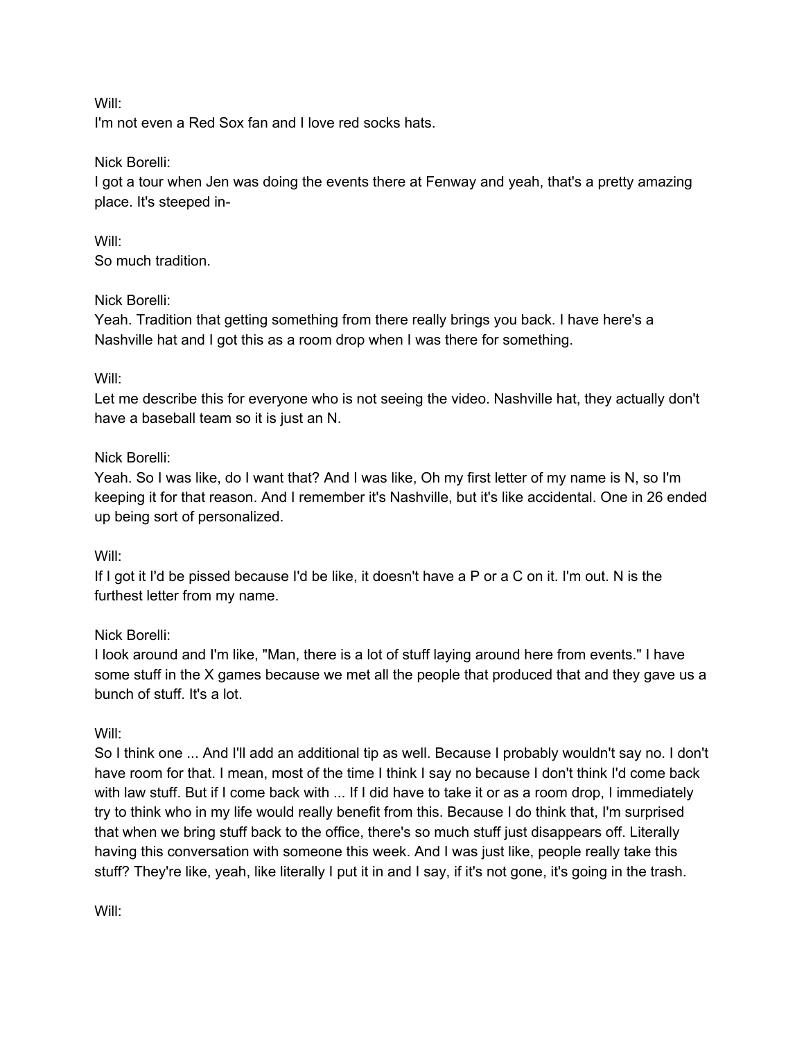Will:
I'm not even a Red Sox fan and I love red socks hats.

Nick Borelli:
I got a tour when Jen was doing the events there at Fenway and yeah, that's a pretty amazing place. It's steeped in-

Will:
So much tradition.

Nick Borelli:
Yeah. Tradition that getting something from there really brings you back. I have here's a Nashville hat and I got this as a room drop when I was there for something.

Will:
Let me describe this for everyone who is not seeing the video. Nashville hat, they actually don't have a baseball team so it is just an N.

Nick Borelli:
Yeah. So I was like, do I want that? And I was like, Oh my first letter of my name is N, so I'm keeping it for that reason. And I remember it's Nashville, but it's like accidental. One in 26 ended up being sort of personalized.

Will:
If I got it I'd be pissed because I'd be like, it doesn't have a P or a C on it. I'm out. N is the furthest letter from my name.

Nick Borelli:
I look around and I'm like, "Man, there is a lot of stuff laying around here from events." I have some stuff in the X games because we met all the people that produced that and they gave us a bunch of stuff. It's a lot.

Will:
So I think one ... And I'll add an additional tip as well. Because I probably wouldn't say no. I don't have room for that. I mean, most of the time I think I say no because I don't think I'd come back with law stuff. But if I come back with ... If I did have to take it or as a room drop, I immediately try to think who in my life would really benefit from this. Because I do think that, I'm surprised that when we bring stuff back to the office, there's so much stuff just disappears off. Literally having this conversation with someone this week. And I was just like, people really take this stuff? They're like, yeah, like literally I put it in and I say, if it's not gone, it's going in the trash.

Will: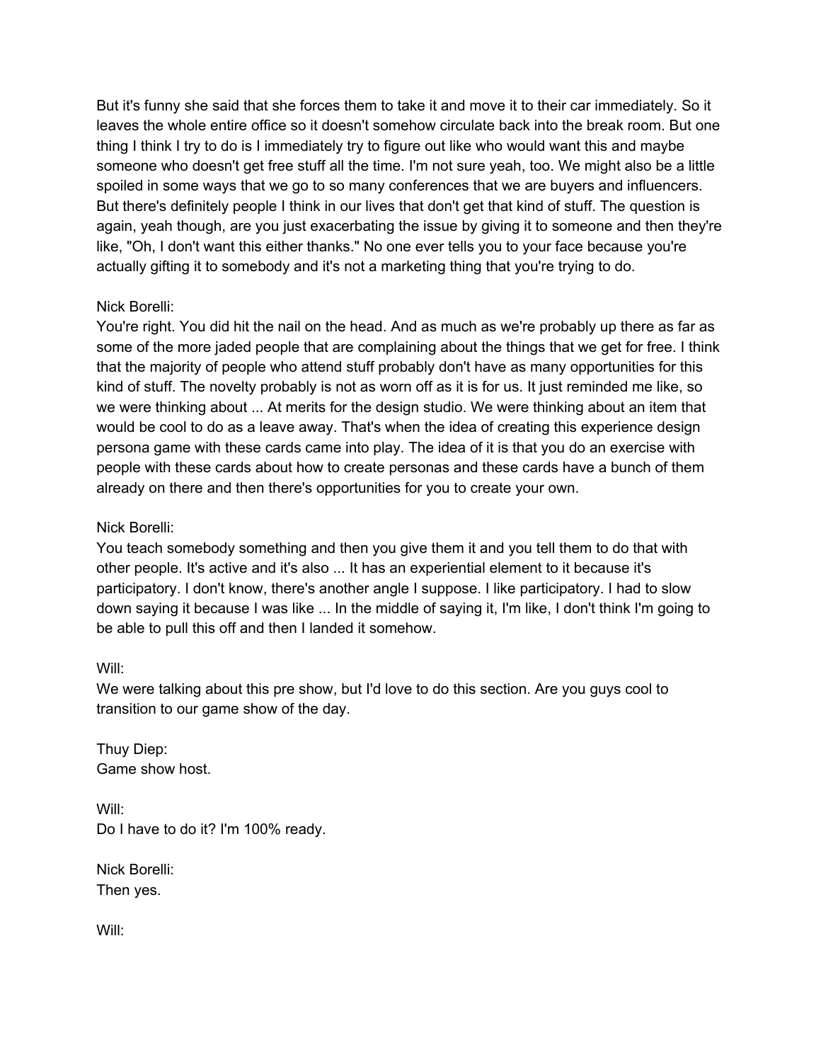But it's funny she said that she forces them to take it and move it to their car immediately. So it leaves the whole entire office so it doesn't somehow circulate back into the break room. But one thing I think I try to do is I immediately try to figure out like who would want this and maybe someone who doesn't get free stuff all the time. I'm not sure yeah, too. We might also be a little spoiled in some ways that we go to so many conferences that we are buyers and influencers. But there's definitely people I think in our lives that don't get that kind of stuff. The question is again, yeah though, are you just exacerbating the issue by giving it to someone and then they're like, "Oh, I don't want this either thanks." No one ever tells you to your face because you're actually gifting it to somebody and it's not a marketing thing that you're trying to do.

Nick Borelli:
You're right. You did hit the nail on the head. And as much as we're probably up there as far as some of the more jaded people that are complaining about the things that we get for free. I think that the majority of people who attend stuff probably don't have as many opportunities for this kind of stuff. The novelty probably is not as worn off as it is for us. It just reminded me like, so we were thinking about ... At merits for the design studio. We were thinking about an item that would be cool to do as a leave away. That's when the idea of creating this experience design persona game with these cards came into play. The idea of it is that you do an exercise with people with these cards about how to create personas and these cards have a bunch of them already on there and then there's opportunities for you to create your own.

Nick Borelli:
You teach somebody something and then you give them it and you tell them to do that with other people. It's active and it's also ... It has an experiential element to it because it's participatory. I don't know, there's another angle I suppose. I like participatory. I had to slow down saying it because I was like ... In the middle of saying it, I'm like, I don't think I'm going to be able to pull this off and then I landed it somehow.

Will:
We were talking about this pre show, but I'd love to do this section. Are you guys cool to transition to our game show of the day.

Thuy Diep:
Game show host.

Will:
Do I have to do it? I'm 100% ready.

Nick Borelli:
Then yes.

Will: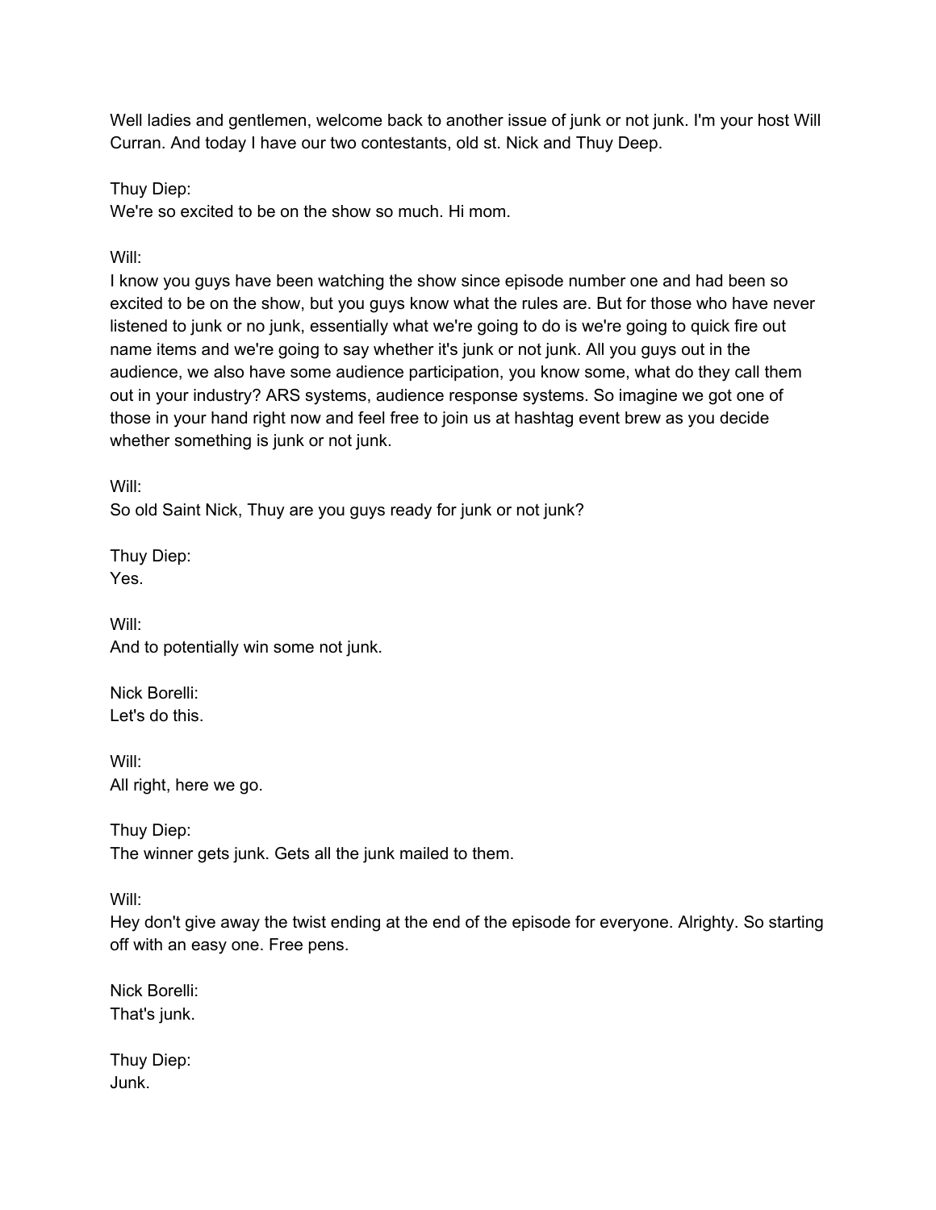Well ladies and gentlemen, welcome back to another issue of junk or not junk. I'm your host Will Curran. And today I have our two contestants, old st. Nick and Thuy Deep.

Thuy Diep:
We're so excited to be on the show so much. Hi mom.

Will:
I know you guys have been watching the show since episode number one and had been so excited to be on the show, but you guys know what the rules are. But for those who have never listened to junk or no junk, essentially what we're going to do is we're going to quick fire out name items and we're going to say whether it's junk or not junk. All you guys out in the audience, we also have some audience participation, you know some, what do they call them out in your industry? ARS systems, audience response systems. So imagine we got one of those in your hand right now and feel free to join us at hashtag event brew as you decide whether something is junk or not junk.

Will:
So old Saint Nick, Thuy are you guys ready for junk or not junk?

Thuy Diep:
Yes.

Will:
And to potentially win some not junk.

Nick Borelli:
Let's do this.

Will:
All right, here we go.

Thuy Diep:
The winner gets junk. Gets all the junk mailed to them.

Will:
Hey don't give away the twist ending at the end of the episode for everyone. Alrighty. So starting off with an easy one. Free pens.

Nick Borelli:
That's junk.

Thuy Diep:
Junk.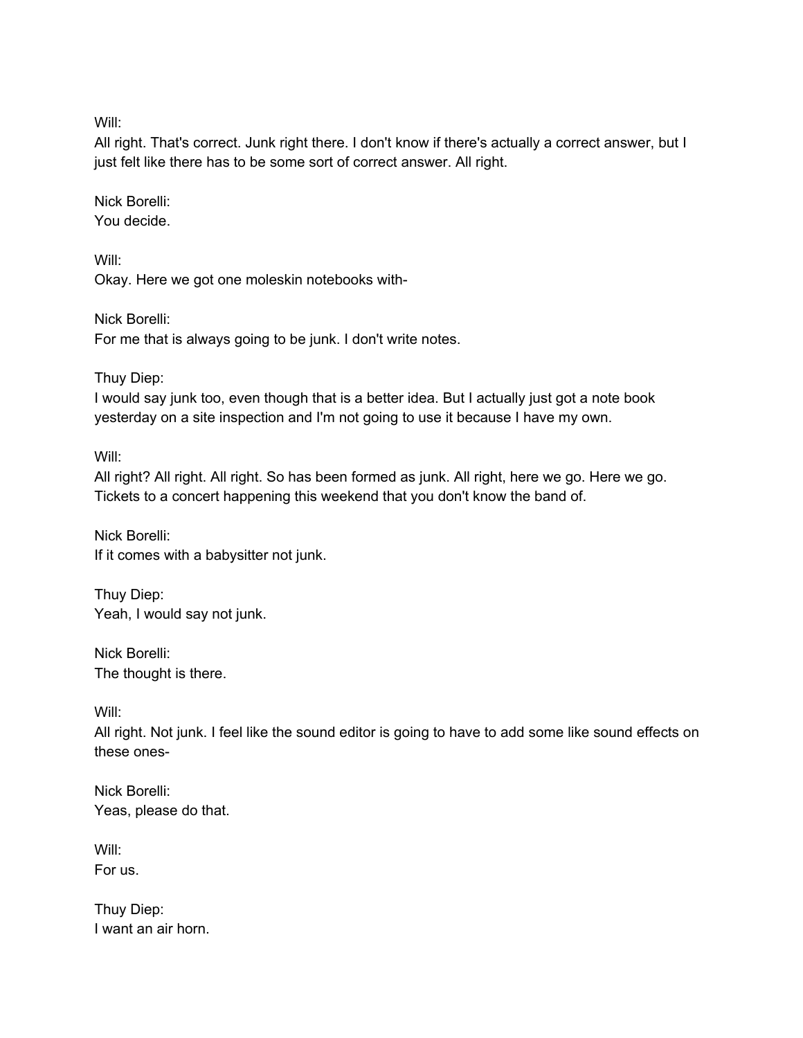Will:
All right. That's correct. Junk right there. I don't know if there's actually a correct answer, but I just felt like there has to be some sort of correct answer. All right.

Nick Borelli:
You decide.

Will:
Okay. Here we got one moleskin notebooks with-

Nick Borelli:
For me that is always going to be junk. I don't write notes.

Thuy Diep:
I would say junk too, even though that is a better idea. But I actually just got a note book yesterday on a site inspection and I'm not going to use it because I have my own.

Will:
All right? All right. All right. So has been formed as junk. All right, here we go. Here we go. Tickets to a concert happening this weekend that you don't know the band of.

Nick Borelli:
If it comes with a babysitter not junk.

Thuy Diep:
Yeah, I would say not junk.

Nick Borelli:
The thought is there.

Will:
All right. Not junk. I feel like the sound editor is going to have to add some like sound effects on these ones-

Nick Borelli:
Yeas, please do that.

Will:
For us.

Thuy Diep:
I want an air horn.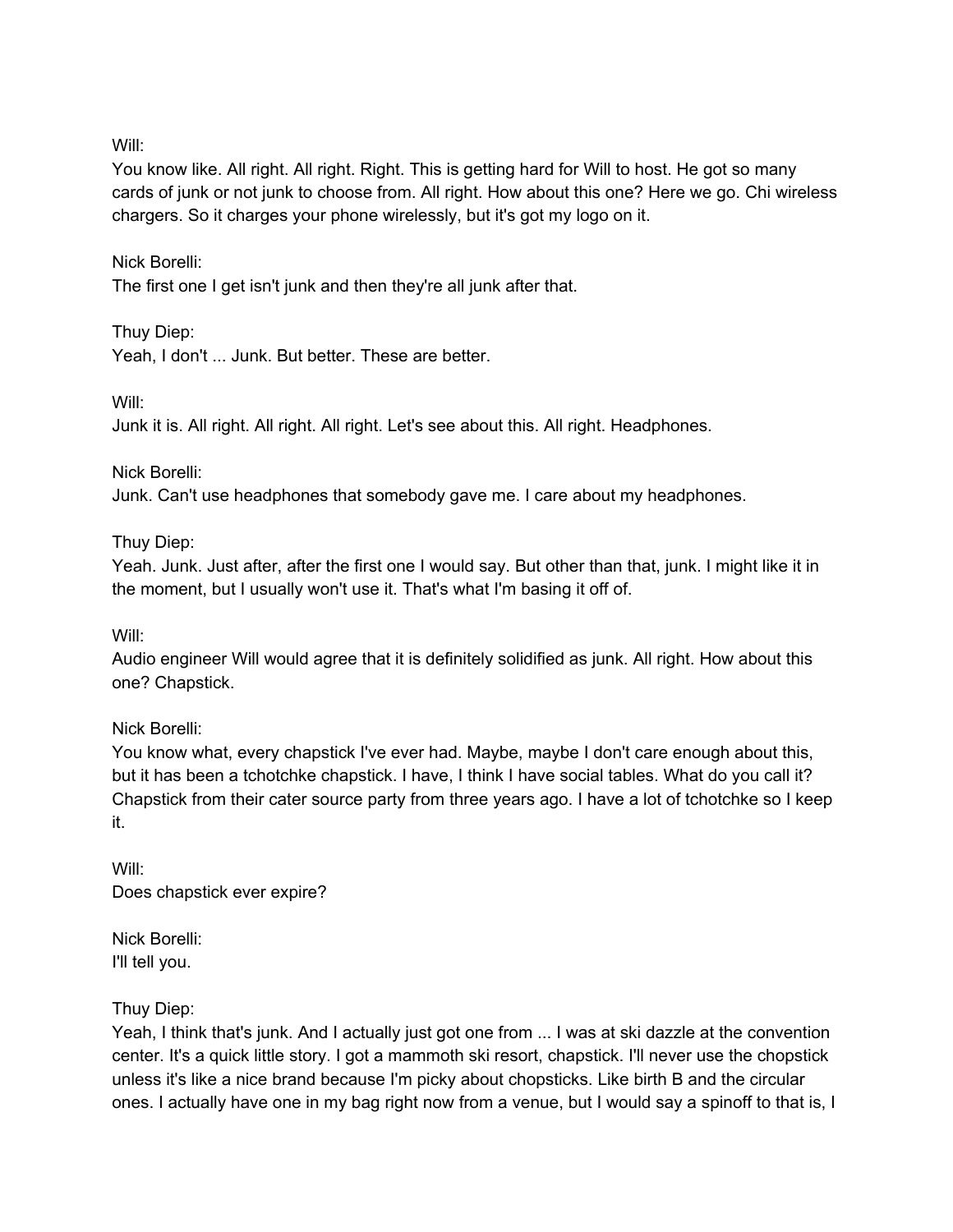Will:
You know like. All right. All right. Right. This is getting hard for Will to host. He got so many cards of junk or not junk to choose from. All right. How about this one? Here we go. Chi wireless chargers. So it charges your phone wirelessly, but it's got my logo on it.

Nick Borelli:
The first one I get isn't junk and then they're all junk after that.

Thuy Diep:
Yeah, I don't ... Junk. But better. These are better.

Will:
Junk it is. All right. All right. All right. Let's see about this. All right. Headphones.

Nick Borelli:
Junk. Can't use headphones that somebody gave me. I care about my headphones.

Thuy Diep:
Yeah. Junk. Just after, after the first one I would say. But other than that, junk. I might like it in the moment, but I usually won't use it. That's what I'm basing it off of.

Will:
Audio engineer Will would agree that it is definitely solidified as junk. All right. How about this one? Chapstick.

Nick Borelli:
You know what, every chapstick I've ever had. Maybe, maybe I don't care enough about this, but it has been a tchotchke chapstick. I have, I think I have social tables. What do you call it? Chapstick from their cater source party from three years ago. I have a lot of tchotchke so I keep it.

Will:
Does chapstick ever expire?

Nick Borelli:
I'll tell you.

Thuy Diep:
Yeah, I think that's junk. And I actually just got one from ... I was at ski dazzle at the convention center. It's a quick little story. I got a mammoth ski resort, chapstick. I'll never use the chopstick unless it's like a nice brand because I'm picky about chopsticks. Like birth B and the circular ones. I actually have one in my bag right now from a venue, but I would say a spinoff to that is, I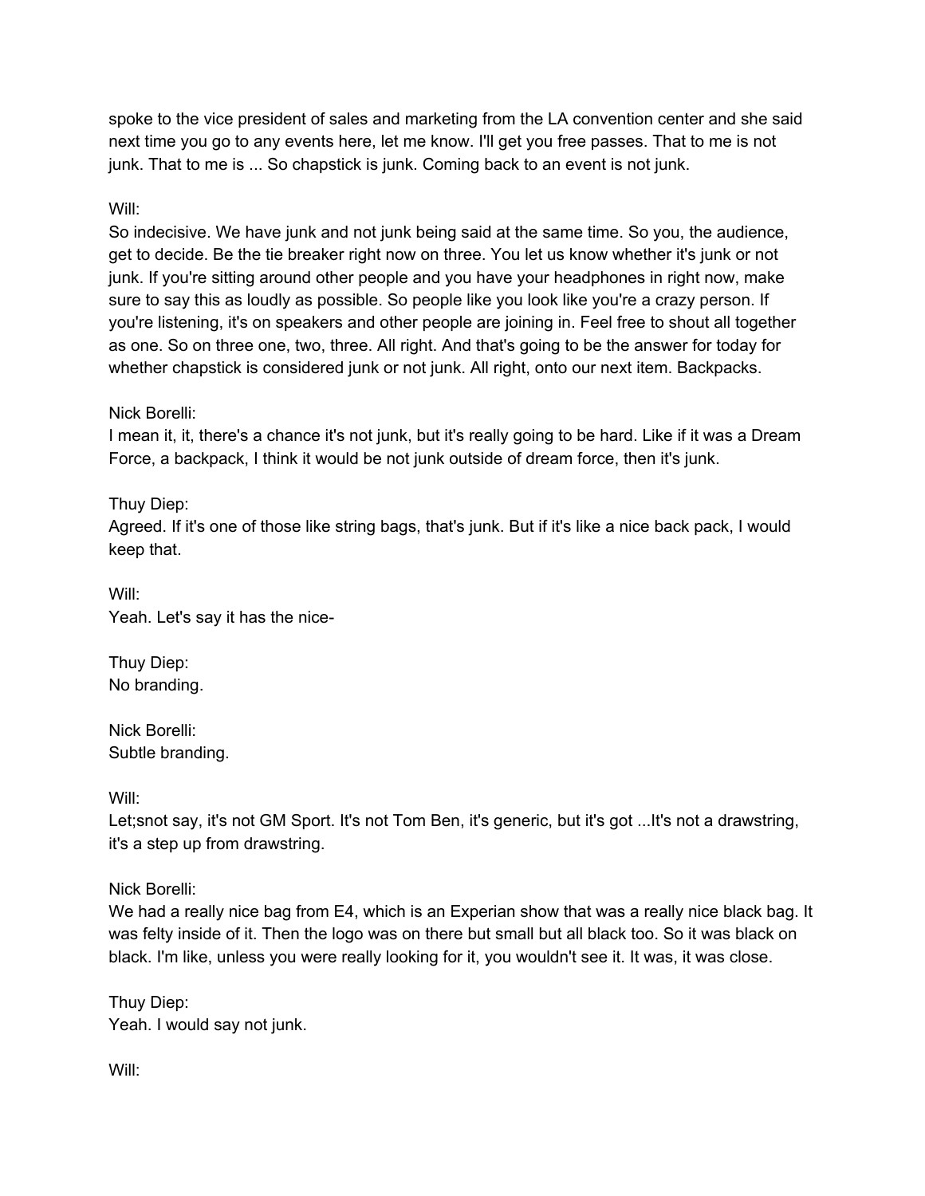spoke to the vice president of sales and marketing from the LA convention center and she said next time you go to any events here, let me know. I'll get you free passes. That to me is not junk. That to me is ... So chapstick is junk. Coming back to an event is not junk.

Will:
So indecisive. We have junk and not junk being said at the same time. So you, the audience, get to decide. Be the tie breaker right now on three. You let us know whether it's junk or not junk. If you're sitting around other people and you have your headphones in right now, make sure to say this as loudly as possible. So people like you look like you're a crazy person. If you're listening, it's on speakers and other people are joining in. Feel free to shout all together as one. So on three one, two, three. All right. And that's going to be the answer for today for whether chapstick is considered junk or not junk. All right, onto our next item. Backpacks.

Nick Borelli:
I mean it, it, there's a chance it's not junk, but it's really going to be hard. Like if it was a Dream Force, a backpack, I think it would be not junk outside of dream force, then it's junk.

Thuy Diep:
Agreed. If it's one of those like string bags, that's junk. But if it's like a nice back pack, I would keep that.

Will:
Yeah. Let's say it has the nice-

Thuy Diep:
No branding.

Nick Borelli:
Subtle branding.

Will:
Let;snot say, it's not GM Sport. It's not Tom Ben, it's generic, but it's got ...It's not a drawstring, it's a step up from drawstring.

Nick Borelli:
We had a really nice bag from E4, which is an Experian show that was a really nice black bag. It was felty inside of it. Then the logo was on there but small but all black too. So it was black on black. I'm like, unless you were really looking for it, you wouldn't see it. It was, it was close.

Thuy Diep:
Yeah. I would say not junk.

Will: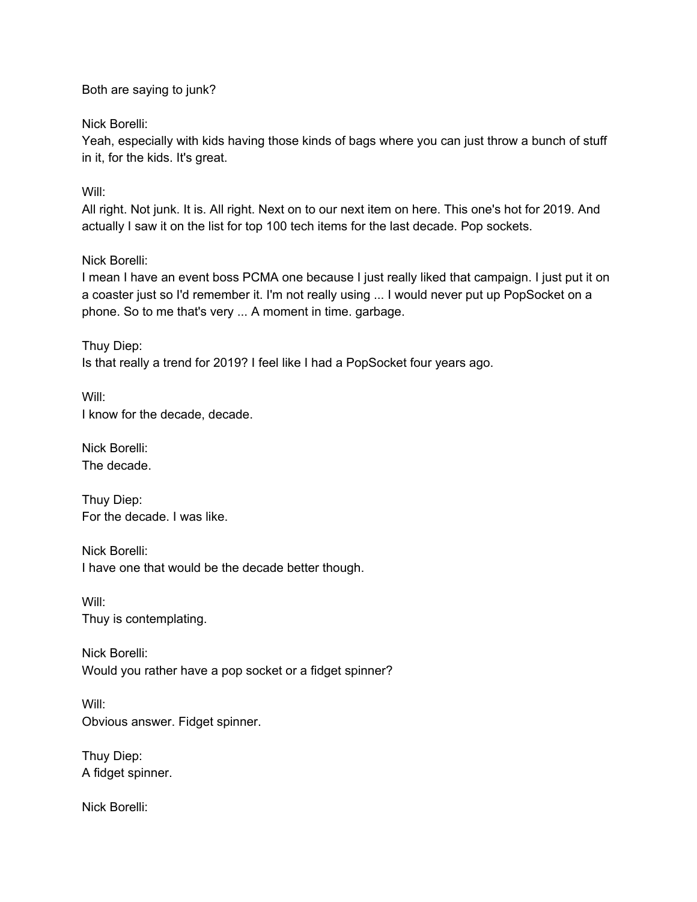Both are saying to junk?

Nick Borelli:
Yeah, especially with kids having those kinds of bags where you can just throw a bunch of stuff in it, for the kids. It's great.

Will:
All right. Not junk. It is. All right. Next on to our next item on here. This one's hot for 2019. And actually I saw it on the list for top 100 tech items for the last decade. Pop sockets.

Nick Borelli:
I mean I have an event boss PCMA one because I just really liked that campaign. I just put it on a coaster just so I'd remember it. I'm not really using ... I would never put up PopSocket on a phone. So to me that's very ... A moment in time. garbage.

Thuy Diep:
Is that really a trend for 2019? I feel like I had a PopSocket four years ago.

Will:
I know for the decade, decade.

Nick Borelli:
The decade.

Thuy Diep:
For the decade. I was like.

Nick Borelli:
I have one that would be the decade better though.

Will:
Thuy is contemplating.

Nick Borelli:
Would you rather have a pop socket or a fidget spinner?

Will:
Obvious answer. Fidget spinner.

Thuy Diep:
A fidget spinner.

Nick Borelli: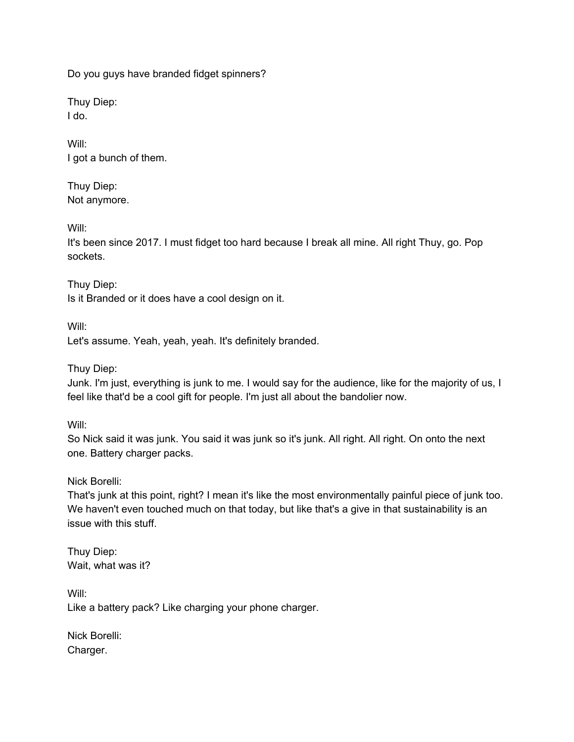Do you guys have branded fidget spinners?

Thuy Diep:
I do.

Will:
I got a bunch of them.

Thuy Diep:
Not anymore.

Will:
It's been since 2017. I must fidget too hard because I break all mine. All right Thuy, go. Pop sockets.

Thuy Diep:
Is it Branded or it does have a cool design on it.

Will:
Let's assume. Yeah, yeah, yeah. It's definitely branded.

Thuy Diep:
Junk. I'm just, everything is junk to me. I would say for the audience, like for the majority of us, I feel like that'd be a cool gift for people. I'm just all about the bandolier now.

Will:
So Nick said it was junk. You said it was junk so it's junk. All right. All right. On onto the next one. Battery charger packs.

Nick Borelli:
That's junk at this point, right? I mean it's like the most environmentally painful piece of junk too. We haven't even touched much on that today, but like that's a give in that sustainability is an issue with this stuff.

Thuy Diep:
Wait, what was it?

Will:
Like a battery pack? Like charging your phone charger.

Nick Borelli:
Charger.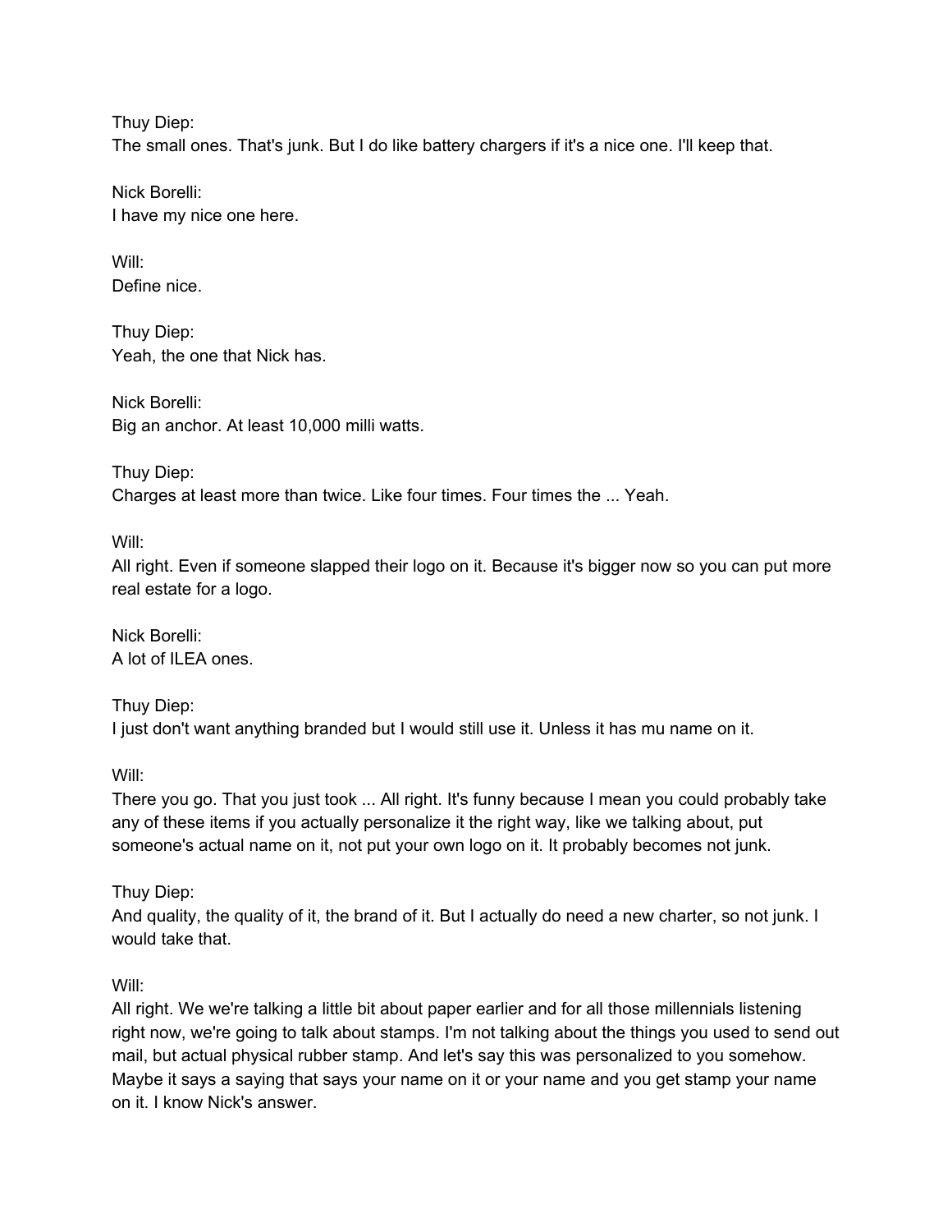Thuy Diep:
The small ones. That's junk. But I do like battery chargers if it's a nice one. I'll keep that.

Nick Borelli:
I have my nice one here.

Will:
Define nice.

Thuy Diep:
Yeah, the one that Nick has.

Nick Borelli:
Big an anchor. At least 10,000 milli watts.

Thuy Diep:
Charges at least more than twice. Like four times. Four times the ... Yeah.

Will:
All right. Even if someone slapped their logo on it. Because it's bigger now so you can put more real estate for a logo.

Nick Borelli:
A lot of ILEA ones.

Thuy Diep:
I just don't want anything branded but I would still use it. Unless it has mu name on it.

Will:
There you go. That you just took ... All right. It's funny because I mean you could probably take any of these items if you actually personalize it the right way, like we talking about, put someone's actual name on it, not put your own logo on it. It probably becomes not junk.

Thuy Diep:
And quality, the quality of it, the brand of it. But I actually do need a new charter, so not junk. I would take that.

Will:
All right. We we're talking a little bit about paper earlier and for all those millennials listening right now, we're going to talk about stamps. I'm not talking about the things you used to send out mail, but actual physical rubber stamp. And let's say this was personalized to you somehow. Maybe it says a saying that says your name on it or your name and you get stamp your name on it. I know Nick's answer.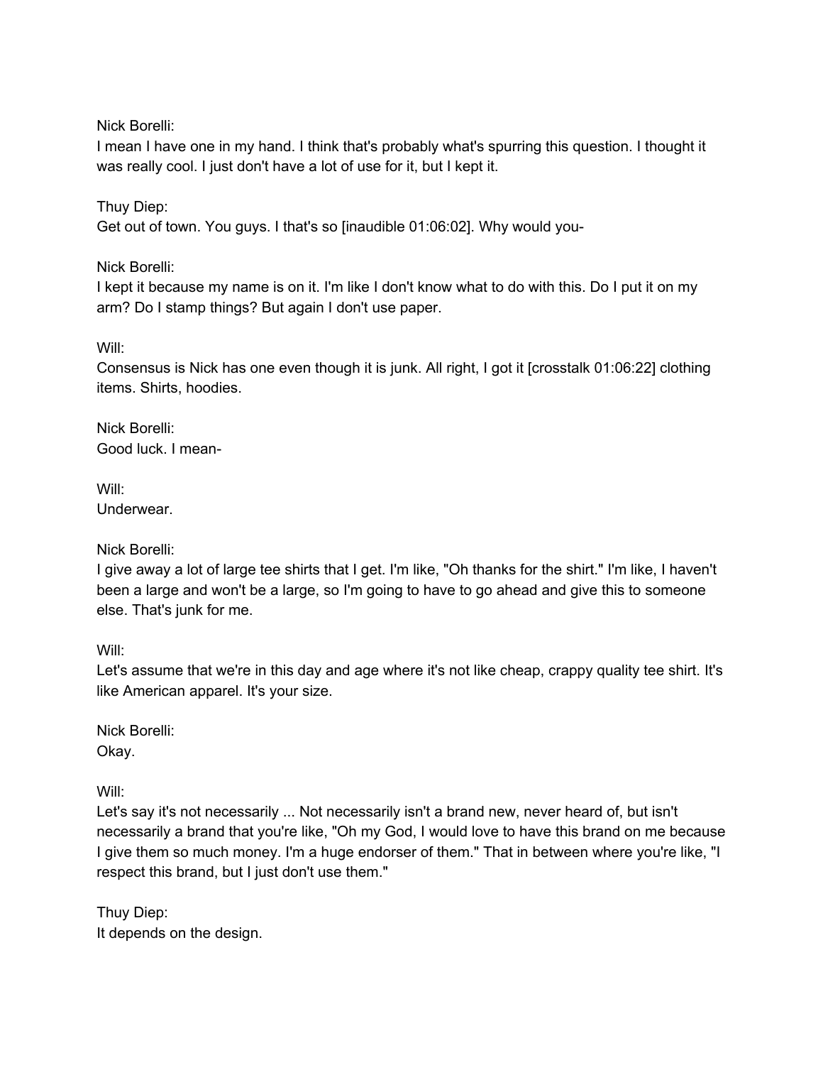Nick Borelli:
I mean I have one in my hand. I think that's probably what's spurring this question. I thought it was really cool. I just don't have a lot of use for it, but I kept it.

Thuy Diep:
Get out of town. You guys. I that's so [inaudible 01:06:02]. Why would you-

Nick Borelli:
I kept it because my name is on it. I'm like I don't know what to do with this. Do I put it on my arm? Do I stamp things? But again I don't use paper.

Will:
Consensus is Nick has one even though it is junk. All right, I got it [crosstalk 01:06:22] clothing items. Shirts, hoodies.

Nick Borelli:
Good luck. I mean-

Will:
Underwear.

Nick Borelli:
I give away a lot of large tee shirts that I get. I'm like, "Oh thanks for the shirt." I'm like, I haven't been a large and won't be a large, so I'm going to have to go ahead and give this to someone else. That's junk for me.

Will:
Let's assume that we're in this day and age where it's not like cheap, crappy quality tee shirt. It's like American apparel. It's your size.

Nick Borelli:
Okay.

Will:
Let's say it's not necessarily ... Not necessarily isn't a brand new, never heard of, but isn't necessarily a brand that you're like, "Oh my God, I would love to have this brand on me because I give them so much money. I'm a huge endorser of them." That in between where you're like, "I respect this brand, but I just don't use them."

Thuy Diep:
It depends on the design.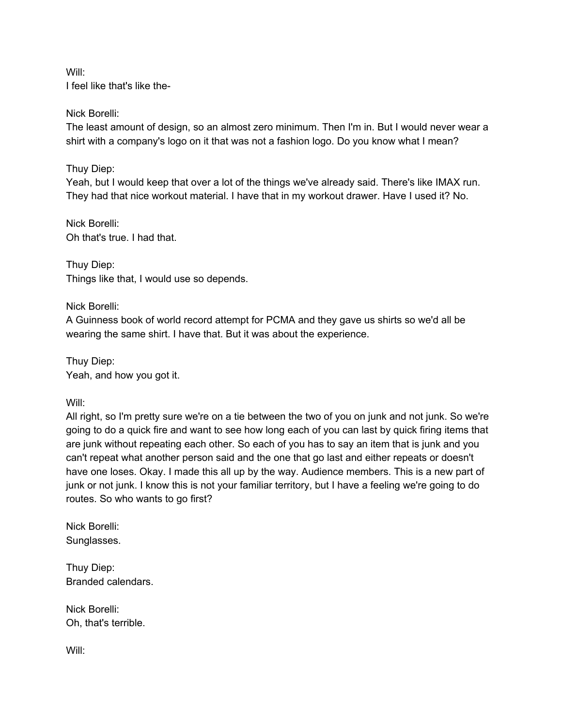Will:
I feel like that's like the-

Nick Borelli:
The least amount of design, so an almost zero minimum. Then I'm in. But I would never wear a shirt with a company's logo on it that was not a fashion logo. Do you know what I mean?

Thuy Diep:
Yeah, but I would keep that over a lot of the things we've already said. There's like IMAX run. They had that nice workout material. I have that in my workout drawer. Have I used it? No.

Nick Borelli:
Oh that's true. I had that.

Thuy Diep:
Things like that, I would use so depends.

Nick Borelli:
A Guinness book of world record attempt for PCMA and they gave us shirts so we'd all be wearing the same shirt. I have that. But it was about the experience.

Thuy Diep:
Yeah, and how you got it.

Will:
All right, so I'm pretty sure we're on a tie between the two of you on junk and not junk. So we're going to do a quick fire and want to see how long each of you can last by quick firing items that are junk without repeating each other. So each of you has to say an item that is junk and you can't repeat what another person said and the one that go last and either repeats or doesn't have one loses. Okay. I made this all up by the way. Audience members. This is a new part of junk or not junk. I know this is not your familiar territory, but I have a feeling we're going to do routes. So who wants to go first?

Nick Borelli:
Sunglasses.

Thuy Diep:
Branded calendars.

Nick Borelli:
Oh, that's terrible.

Will: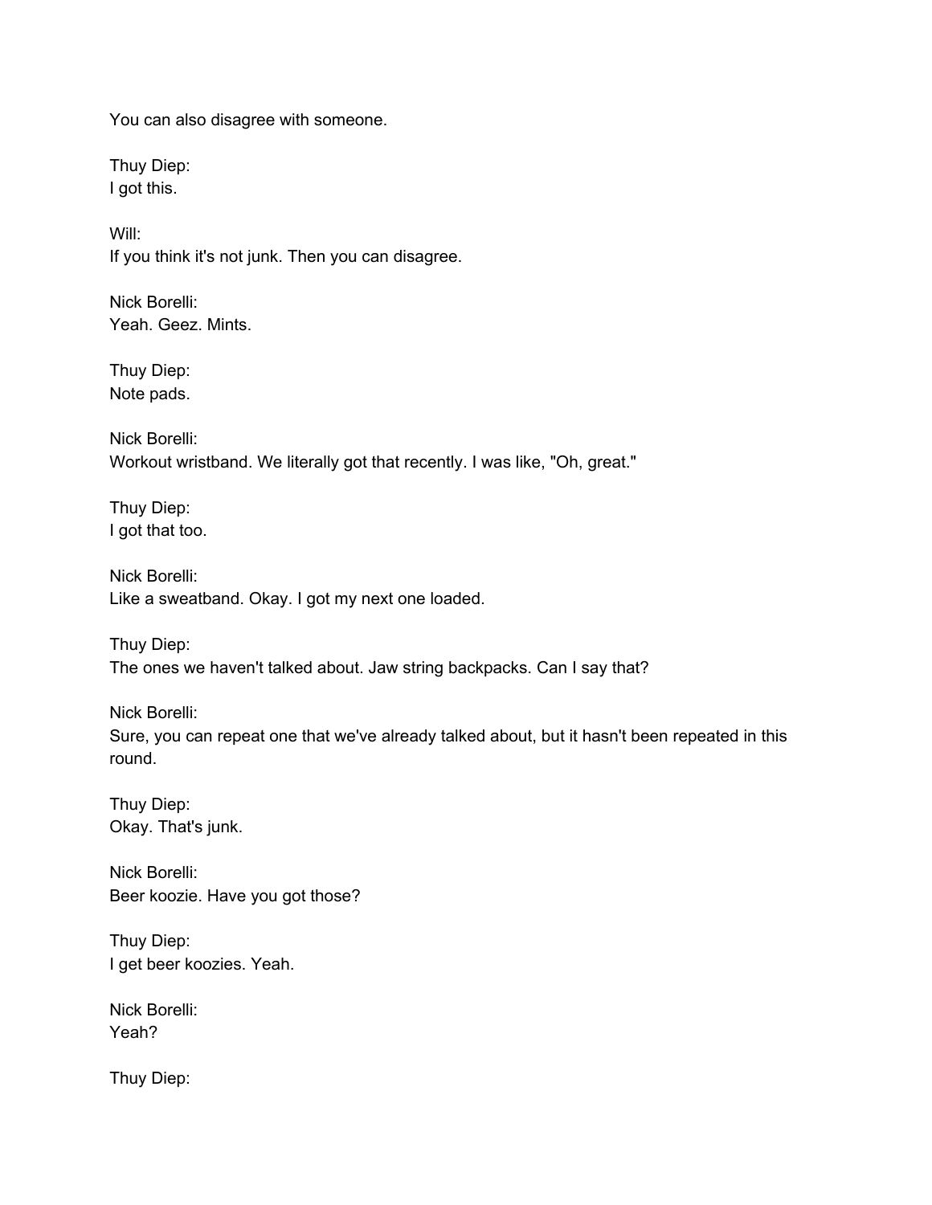You can also disagree with someone.

Thuy Diep:
I got this.

Will:
If you think it's not junk. Then you can disagree.

Nick Borelli:
Yeah. Geez. Mints.

Thuy Diep:
Note pads.

Nick Borelli:
Workout wristband. We literally got that recently. I was like, "Oh, great."

Thuy Diep:
I got that too.

Nick Borelli:
Like a sweatband. Okay. I got my next one loaded.

Thuy Diep:
The ones we haven't talked about. Jaw string backpacks. Can I say that?

Nick Borelli:
Sure, you can repeat one that we've already talked about, but it hasn't been repeated in this round.

Thuy Diep:
Okay. That's junk.

Nick Borelli:
Beer koozie. Have you got those?

Thuy Diep:
I get beer koozies. Yeah.

Nick Borelli:
Yeah?

Thuy Diep: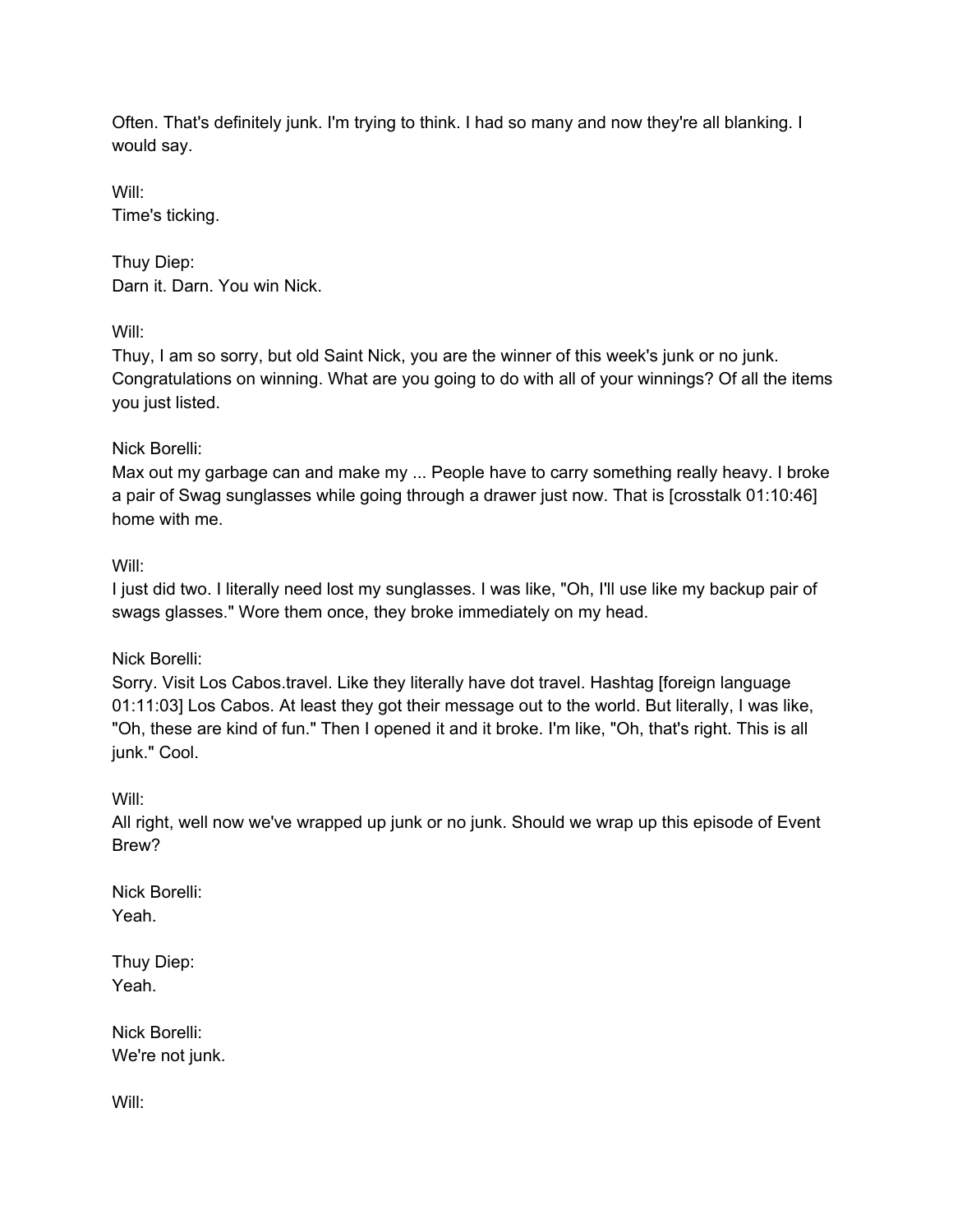Often. That's definitely junk. I'm trying to think. I had so many and now they're all blanking. I would say.

Will:
Time's ticking.

Thuy Diep:
Darn it. Darn. You win Nick.

Will:
Thuy, I am so sorry, but old Saint Nick, you are the winner of this week's junk or no junk. Congratulations on winning. What are you going to do with all of your winnings? Of all the items you just listed.

Nick Borelli:
Max out my garbage can and make my ... People have to carry something really heavy. I broke a pair of Swag sunglasses while going through a drawer just now. That is [crosstalk 01:10:46] home with me.

Will:
I just did two. I literally need lost my sunglasses. I was like, "Oh, I'll use like my backup pair of swags glasses." Wore them once, they broke immediately on my head.

Nick Borelli:
Sorry. Visit Los Cabos.travel. Like they literally have dot travel. Hashtag [foreign language 01:11:03] Los Cabos. At least they got their message out to the world. But literally, I was like, "Oh, these are kind of fun." Then I opened it and it broke. I'm like, "Oh, that's right. This is all junk." Cool.

Will:
All right, well now we've wrapped up junk or no junk. Should we wrap up this episode of Event Brew?

Nick Borelli:
Yeah.

Thuy Diep:
Yeah.

Nick Borelli:
We're not junk.

Will: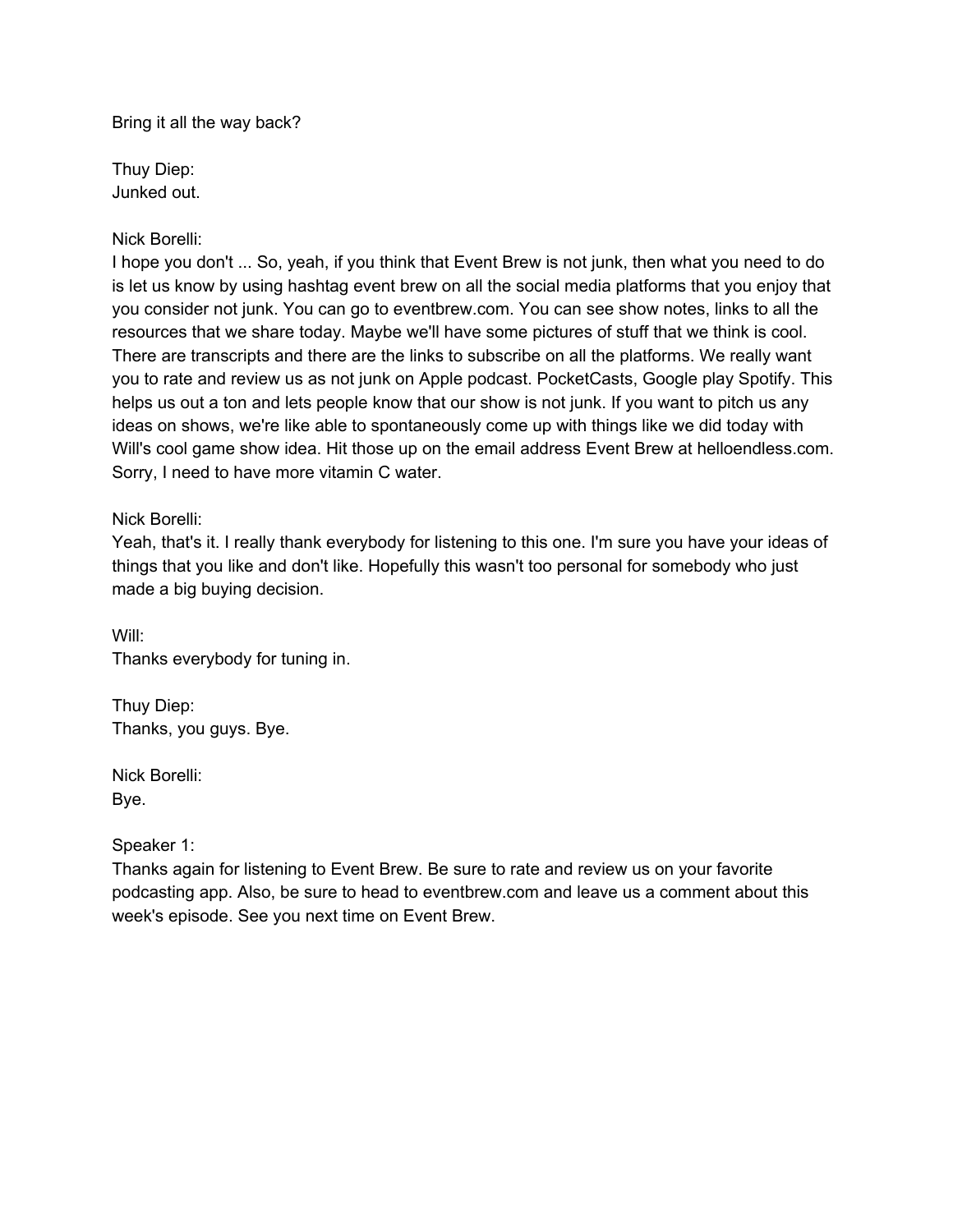Bring it all the way back?

Thuy Diep:
Junked out.

Nick Borelli:
I hope you don't ... So, yeah, if you think that Event Brew is not junk, then what you need to do is let us know by using hashtag event brew on all the social media platforms that you enjoy that you consider not junk. You can go to eventbrew.com. You can see show notes, links to all the resources that we share today. Maybe we'll have some pictures of stuff that we think is cool. There are transcripts and there are the links to subscribe on all the platforms. We really want you to rate and review us as not junk on Apple podcast. PocketCasts, Google play Spotify. This helps us out a ton and lets people know that our show is not junk. If you want to pitch us any ideas on shows, we're like able to spontaneously come up with things like we did today with Will's cool game show idea. Hit those up on the email address Event Brew at helloendless.com. Sorry, I need to have more vitamin C water.

Nick Borelli:
Yeah, that's it. I really thank everybody for listening to this one. I'm sure you have your ideas of things that you like and don't like. Hopefully this wasn't too personal for somebody who just made a big buying decision.

Will:
Thanks everybody for tuning in.

Thuy Diep:
Thanks, you guys. Bye.

Nick Borelli:
Bye.

Speaker 1:
Thanks again for listening to Event Brew. Be sure to rate and review us on your favorite podcasting app. Also, be sure to head to eventbrew.com and leave us a comment about this week's episode. See you next time on Event Brew.